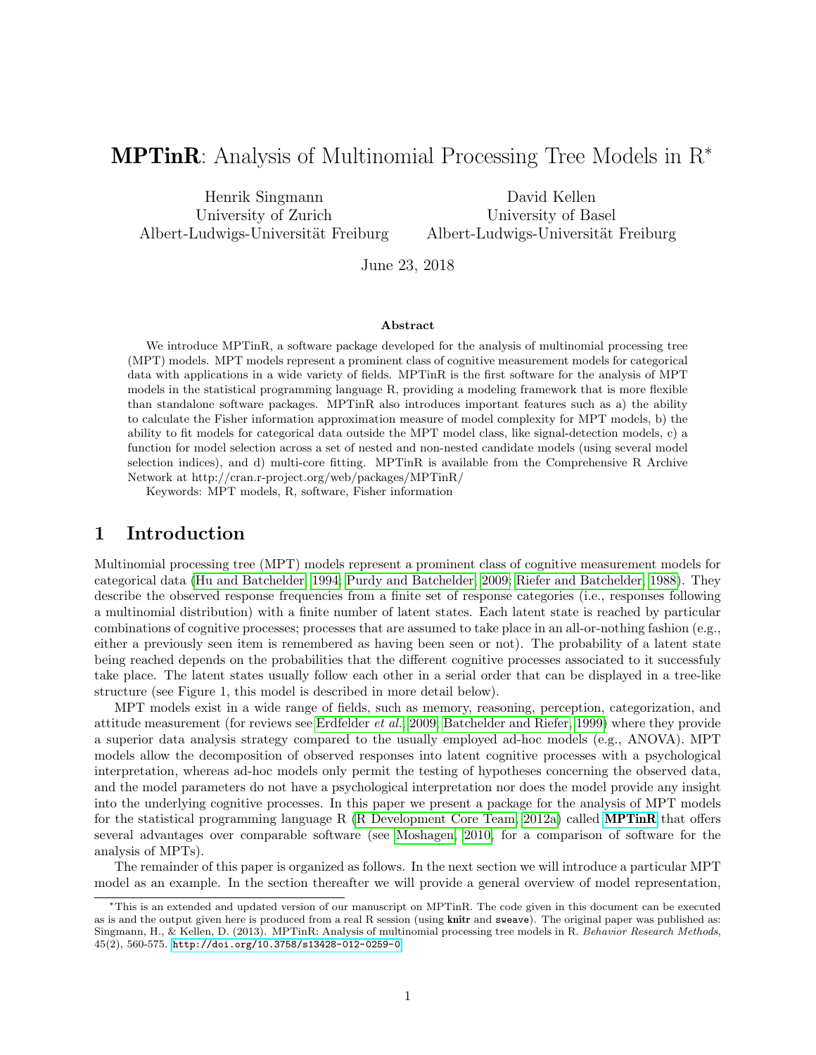# **MPTinR**: Analysis of Multinomial Processing Tree Models in R*

Henrik Singmann
University of Zurich
Albert-Ludwigs-Universität Freiburg

David Kellen
University of Basel
Albert-Ludwigs-Universität Freiburg

June 23, 2018

### Abstract

We introduce MPTinR, a software package developed for the analysis of multinomial processing tree (MPT) models. MPT models represent a prominent class of cognitive measurement models for categorical data with applications in a wide variety of fields. MPTinR is the first software for the analysis of MPT models in the statistical programming language R, providing a modeling framework that is more flexible than standalone software packages. MPTinR also introduces important features such as a) the ability to calculate the Fisher information approximation measure of model complexity for MPT models, b) the ability to fit models for categorical data outside the MPT model class, like signal-detection models, c) a function for model selection across a set of nested and non-nested candidate models (using several model selection indices), and d) multi-core fitting. MPTinR is available from the Comprehensive R Archive Network at http://cran.r-project.org/web/packages/MPTinR/

Keywords: MPT models, R, software, Fisher information

## 1 Introduction

Multinomial processing tree (MPT) models represent a prominent class of cognitive measurement models for categorical data (Hu and Batchelder, 1994; Purdy and Batchelder, 2009; Riefer and Batchelder, 1988). They describe the observed response frequencies from a finite set of response categories (i.e., responses following a multinomial distribution) with a finite number of latent states. Each latent state is reached by particular combinations of cognitive processes; processes that are assumed to take place in an all-or-nothing fashion (e.g., either a previously seen item is remembered as having been seen or not). The probability of a latent state being reached depends on the probabilities that the different cognitive processes associated to it successfuly take place. The latent states usually follow each other in a serial order that can be displayed in a tree-like structure (see Figure 1, this model is described in more detail below).

MPT models exist in a wide range of fields, such as memory, reasoning, perception, categorization, and attitude measurement (for reviews see Erdfelder *et al.*, 2009; Batchelder and Riefer, 1999) where they provide a superior data analysis strategy compared to the usually employed ad-hoc models (e.g., ANOVA). MPT models allow the decomposition of observed responses into latent cognitive processes with a psychological interpretation, whereas ad-hoc models only permit the testing of hypotheses concerning the observed data, and the model parameters do not have a psychological interpretation nor does the model provide any insight into the underlying cognitive processes. In this paper we present a package for the analysis of MPT models for the statistical programming language R (R Development Core Team, 2012a) called **MPTinR** that offers several advantages over comparable software (see Moshagen, 2010, for a comparison of software for the analysis of MPTs).

The remainder of this paper is organized as follows. In the next section we will introduce a particular MPT model as an example. In the section thereafter we will provide a general overview of model representation,

*This is an extended and updated version of our manuscript on MPTinR. The code given in this document can be executed as is and the output given here is produced from a real R session (using **knitr** and sweave). The original paper was published as: Singmann, H., & Kellen, D. (2013). MPTinR: Analysis of multinomial processing tree models in R. *Behavior Research Methods*, 45(2), 560-575. http://doi.org/10.3758/s13428-012-0259-0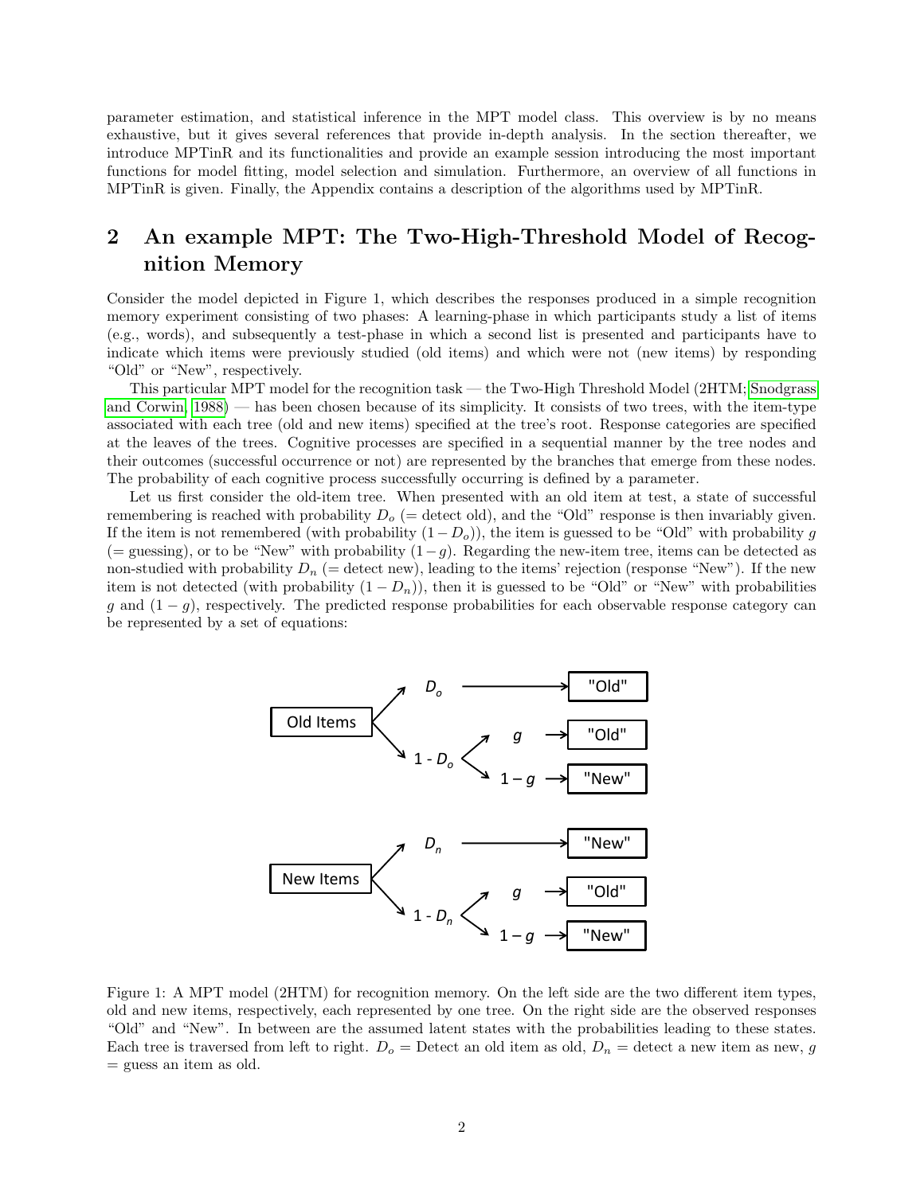parameter estimation, and statistical inference in the MPT model class. This overview is by no means exhaustive, but it gives several references that provide in-depth analysis. In the section thereafter, we introduce MPTinR and its functionalities and provide an example session introducing the most important functions for model fitting, model selection and simulation. Furthermore, an overview of all functions in MPTinR is given. Finally, the Appendix contains a description of the algorithms used by MPTinR.

## 2 An example MPT: The Two-High-Threshold Model of Recognition Memory

Consider the model depicted in Figure 1, which describes the responses produced in a simple recognition memory experiment consisting of two phases: A learning-phase in which participants study a list of items (e.g., words), and subsequently a test-phase in which a second list is presented and participants have to indicate which items were previously studied (old items) and which were not (new items) by responding "Old" or "New", respectively.

This particular MPT model for the recognition task — the Two-High Threshold Model (2HTM; Snodgrass and Corwin, 1988) — has been chosen because of its simplicity. It consists of two trees, with the item-type associated with each tree (old and new items) specified at the tree's root. Response categories are specified at the leaves of the trees. Cognitive processes are specified in a sequential manner by the tree nodes and their outcomes (successful occurrence or not) are represented by the branches that emerge from these nodes. The probability of each cognitive process successfully occurring is defined by a parameter.

Let us first consider the old-item tree. When presented with an old item at test, a state of successful remembering is reached with probability $D_o$ (= detect old), and the "Old" response is then invariably given. If the item is not remembered (with probability $(1-D_o)$), the item is guessed to be "Old" with probability $g$ (= guessing), or to be "New" with probability $(1-g)$. Regarding the new-item tree, items can be detected as non-studied with probability $D_n$ (= detect new), leading to the items' rejection (response "New"). If the new item is not detected (with probability $(1-D_n)$), then it is guessed to be "Old" or "New" with probabilities $g$ and $(1-g)$, respectively. The predicted response probabilities for each observable response category can be represented by a set of equations:

Old Items
$D_o$
"Old"
$1 - D_o$
$g$
"Old"
$1 - g$
"New"

New Items
$D_n$
"New"
$1 - D_n$
$g$
"Old"
$1 - g$
"New"

Figure 1: A MPT model (2HTM) for recognition memory. On the left side are the two different item types, old and new items, respectively, each represented by one tree. On the right side are the observed responses "Old" and "New". In between are the assumed latent states with the probabilities leading to these states. Each tree is traversed from left to right. $D_o$ = Detect an old item as old, $D_n$ = detect a new item as new, $g$ = guess an item as old.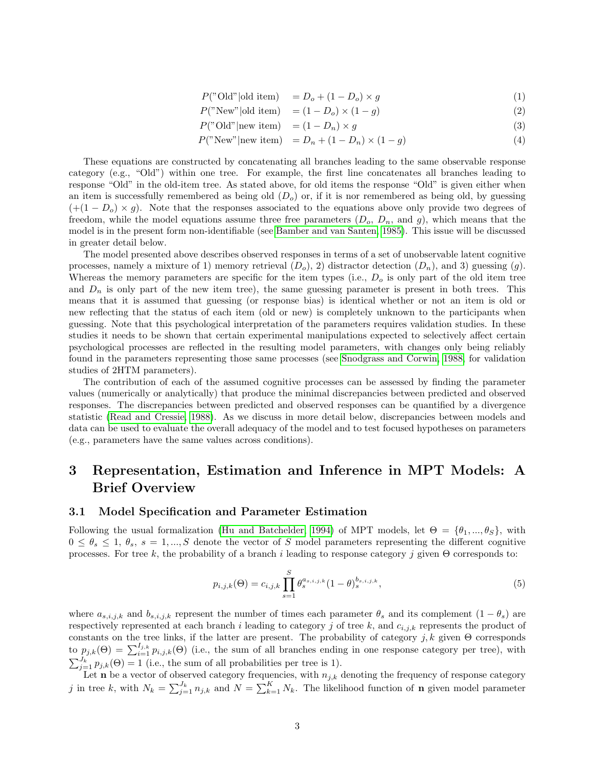$$
\begin{aligned}
P(\text{"Old"}|\text{old item}) &= D_o + (1 - D_o) \times g && (1)\\
P(\text{"New"}|\text{old item}) &= (1 - D_o) \times (1 - g) && (2)\\
P(\text{"Old"}|\text{new item}) &= (1 - D_n) \times g && (3)\\
P(\text{"New"}|\text{new item}) &= D_n + (1 - D_n) \times (1 - g) && (4)
\end{aligned}
$$

These equations are constructed by concatenating all branches leading to the same observable response category (e.g., "Old") within one tree. For example, the first line concatenates all branches leading to response "Old" in the old-item tree. As stated above, for old items the response "Old" is given either when an item is successfully remembered as being old ($D_o$) or, if it is nor remembered as being old, by guessing ($+(1 - D_o) \times g$). Note that the responses associated to the equations above only provide two degrees of freedom, while the model equations assume three free parameters ($D_o$, $D_n$, and $g$), which means that the model is in the present form non-identifiable (see Bamber and van Santen, 1985). This issue will be discussed in greater detail below.

The model presented above describes observed responses in terms of a set of unobservable latent cognitive processes, namely a mixture of 1) memory retrieval ($D_o$), 2) distractor detection ($D_n$), and 3) guessing ($g$). Whereas the memory parameters are specific for the item types (i.e., $D_o$ is only part of the old item tree and $D_n$ is only part of the new item tree), the same guessing parameter is present in both trees. This means that it is assumed that guessing (or response bias) is identical whether or not an item is old or new reflecting that the status of each item (old or new) is completely unknown to the participants when guessing. Note that this psychological interpretation of the parameters requires validation studies. In these studies it needs to be shown that certain experimental manipulations expected to selectively affect certain psychological processes are reflected in the resulting model parameters, with changes only being reliably found in the parameters representing those same processes (see Snodgrass and Corwin, 1988, for validation studies of 2HTM parameters).

The contribution of each of the assumed cognitive processes can be assessed by finding the parameter values (numerically or analytically) that produce the minimal discrepancies between predicted and observed responses. The discrepancies between predicted and observed responses can be quantified by a divergence statistic (Read and Cressie, 1988). As we discuss in more detail below, discrepancies between models and data can be used to evaluate the overall adequacy of the model and to test focused hypotheses on parameters (e.g., parameters have the same values across conditions).

# 3 Representation, Estimation and Inference in MPT Models: A Brief Overview

## 3.1 Model Specification and Parameter Estimation

Following the usual formalization (Hu and Batchelder, 1994) of MPT models, let $\Theta = \{\theta_1, ..., \theta_S\}$, with $0 \leq \theta_s \leq 1$, $\theta_s$, $s = 1, ..., S$ denote the vector of $S$ model parameters representing the different cognitive processes. For tree $k$, the probability of a branch $i$ leading to response category $j$ given $\Theta$ corresponds to:

$$
p_{i,j,k}(\Theta) = c_{i,j,k} \prod_{s=1}^{S} \theta_s^{a_{s,i,j,k}} (1 - \theta)_s^{b_{s,i,j,k}}, \tag{5}
$$

where $a_{s,i,j,k}$ and $b_{s,i,j,k}$ represent the number of times each parameter $\theta_s$ and its complement $(1 - \theta_s)$ are respectively represented at each branch $i$ leading to category $j$ of tree $k$, and $c_{i,j,k}$ represents the product of constants on the tree links, if the latter are present. The probability of category $j, k$ given $\Theta$ corresponds to $p_{j,k}(\Theta) = \sum_{i=1}^{I_{j,k}} p_{i,j,k}(\Theta)$ (i.e., the sum of all branches ending in one response category per tree), with $\sum_{j=1}^{J_k} p_{j,k}(\Theta) = 1$ (i.e., the sum of all probabilities per tree is 1).

Let $\mathbf{n}$ be a vector of observed category frequencies, with $n_{j,k}$ denoting the frequency of response category $j$ in tree $k$, with $N_k = \sum_{j=1}^{J_k} n_{j,k}$ and $N = \sum_{k=1}^{K} N_k$. The likelihood function of $\mathbf{n}$ given model parameter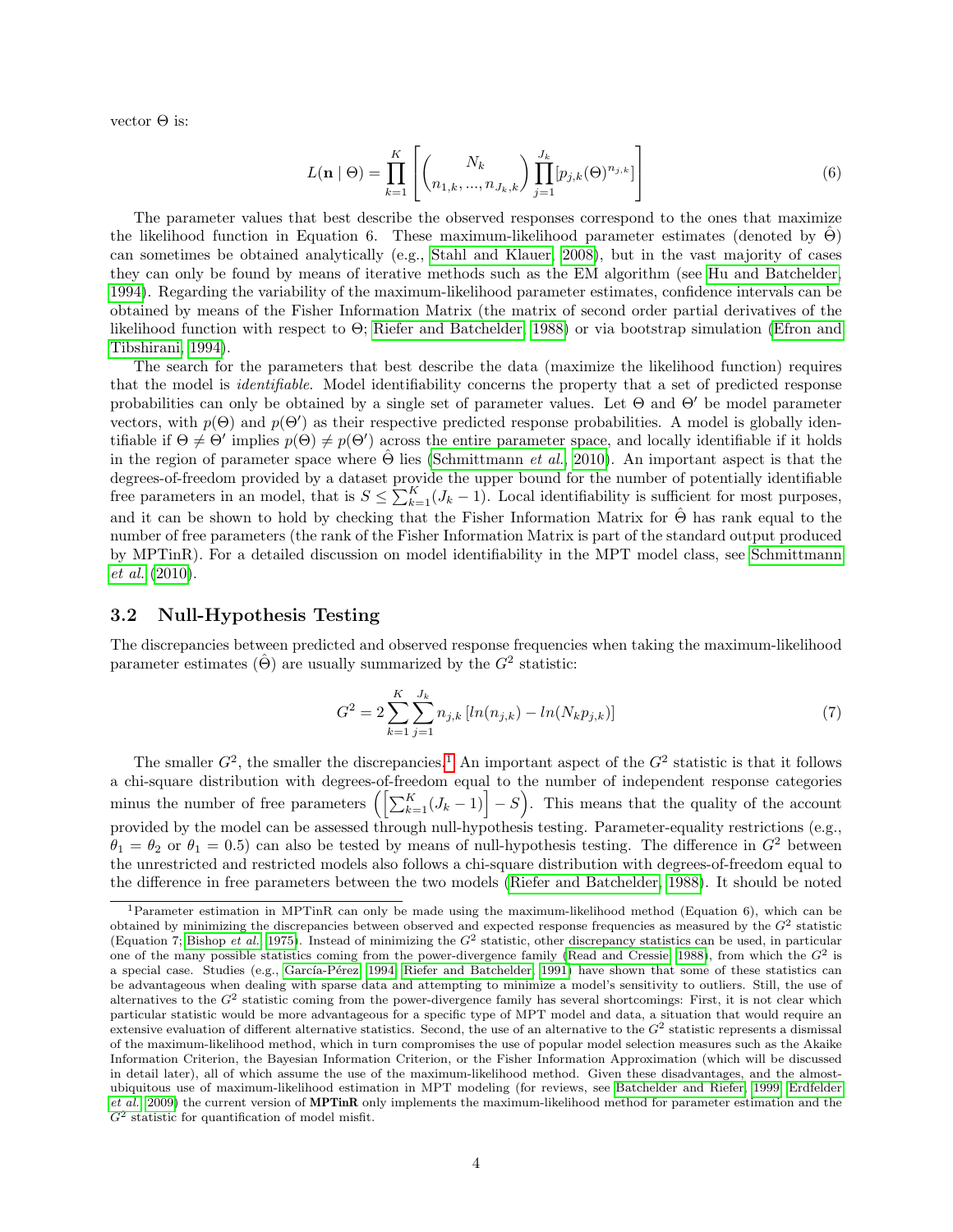vector $\Theta$ is:

$$L(\mathbf{n} \mid \Theta) = \prod_{k=1}^{K} \left[ \binom{N_k}{n_{1,k}, ..., n_{J_k,k}} \prod_{j=1}^{J_k} [p_{j,k}(\Theta)^{n_{j,k}}] \right] \tag{6}$$

The parameter values that best describe the observed responses correspond to the ones that maximize the likelihood function in Equation 6. These maximum-likelihood parameter estimates (denoted by $\hat{\Theta}$) can sometimes be obtained analytically (e.g., Stahl and Klauer, 2008), but in the vast majority of cases they can only be found by means of iterative methods such as the EM algorithm (see Hu and Batchelder, 1994). Regarding the variability of the maximum-likelihood parameter estimates, confidence intervals can be obtained by means of the Fisher Information Matrix (the matrix of second order partial derivatives of the likelihood function with respect to $\Theta$; Riefer and Batchelder, 1988) or via bootstrap simulation (Efron and Tibshirani, 1994).

The search for the parameters that best describe the data (maximize the likelihood function) requires that the model is *identifiable*. Model identifiability concerns the property that a set of predicted response probabilities can only be obtained by a single set of parameter values. Let $\Theta$ and $\Theta'$ be model parameter vectors, with $p(\Theta)$ and $p(\Theta')$ as their respective predicted response probabilities. A model is globally identifiable if $\Theta \neq \Theta'$ implies $p(\Theta) \neq p(\Theta')$ across the entire parameter space, and locally identifiable if it holds in the region of parameter space where $\hat{\Theta}$ lies (Schmittmann *et al.*, 2010). An important aspect is that the degrees-of-freedom provided by a dataset provide the upper bound for the number of potentially identifiable free parameters in an model, that is $S \leq \sum_{k=1}^{K}(J_k - 1)$. Local identifiability is sufficient for most purposes, and it can be shown to hold by checking that the Fisher Information Matrix for $\hat{\Theta}$ has rank equal to the number of free parameters (the rank of the Fisher Information Matrix is part of the standard output produced by MPTinR). For a detailed discussion on model identifiability in the MPT model class, see Schmittmann *et al.* (2010).

### 3.2 Null-Hypothesis Testing

The discrepancies between predicted and observed response frequencies when taking the maximum-likelihood parameter estimates ($\hat{\Theta}$) are usually summarized by the $G^2$ statistic:

$$G^2 = 2 \sum_{k=1}^{K} \sum_{j=1}^{J_k} n_{j,k} \left[ ln(n_{j,k}) - ln(N_k p_{j,k}) \right] \tag{7}$$

The smaller $G^2$, the smaller the discrepancies.[1] An important aspect of the $G^2$ statistic is that it follows a chi-square distribution with degrees-of-freedom equal to the number of independent response categories minus the number of free parameters $\left( \left[ \sum_{k=1}^{K}(J_k - 1) \right] - S \right)$. This means that the quality of the account provided by the model can be assessed through null-hypothesis testing. Parameter-equality restrictions (e.g., $\theta_1 = \theta_2$ or $\theta_1 = 0.5$) can also be tested by means of null-hypothesis testing. The difference in $G^2$ between the unrestricted and restricted models also follows a chi-square distribution with degrees-of-freedom equal to the difference in free parameters between the two models (Riefer and Batchelder, 1988). It should be noted

[1] Parameter estimation in MPTinR can only be made using the maximum-likelihood method (Equation 6), which can be obtained by minimizing the discrepancies between observed and expected response frequencies as measured by the $G^2$ statistic (Equation 7; Bishop *et al.*, 1975). Instead of minimizing the $G^2$ statistic, other discrepancy statistics can be used, in particular one of the many possible statistics coming from the power-divergence family (Read and Cressie, 1988), from which the $G^2$ is a special case. Studies (e.g., García-Pérez, 1994; Riefer and Batchelder, 1991) have shown that some of these statistics can be advantageous when dealing with sparse data and attempting to minimize a model's sensitivity to outliers. Still, the use of alternatives to the $G^2$ statistic coming from the power-divergence family has several shortcomings: First, it is not clear which particular statistic would be more advantageous for a specific type of MPT model and data, a situation that would require an extensive evaluation of different alternative statistics. Second, the use of an alternative to the $G^2$ statistic represents a dismissal of the maximum-likelihood method, which in turn compromises the use of popular model selection measures such as the Akaike Information Criterion, the Bayesian Information Criterion, or the Fisher Information Approximation (which will be discussed in detail later), all of which assume the use of the maximum-likelihood method. Given these disadvantages, and the almost-ubiquitous use of maximum-likelihood estimation in MPT modeling (for reviews, see Batchelder and Riefer, 1999; Erdfelder *et al.*, 2009) the current version of **MPTinR** only implements the maximum-likelihood method for parameter estimation and the $G^2$ statistic for quantification of model misfit.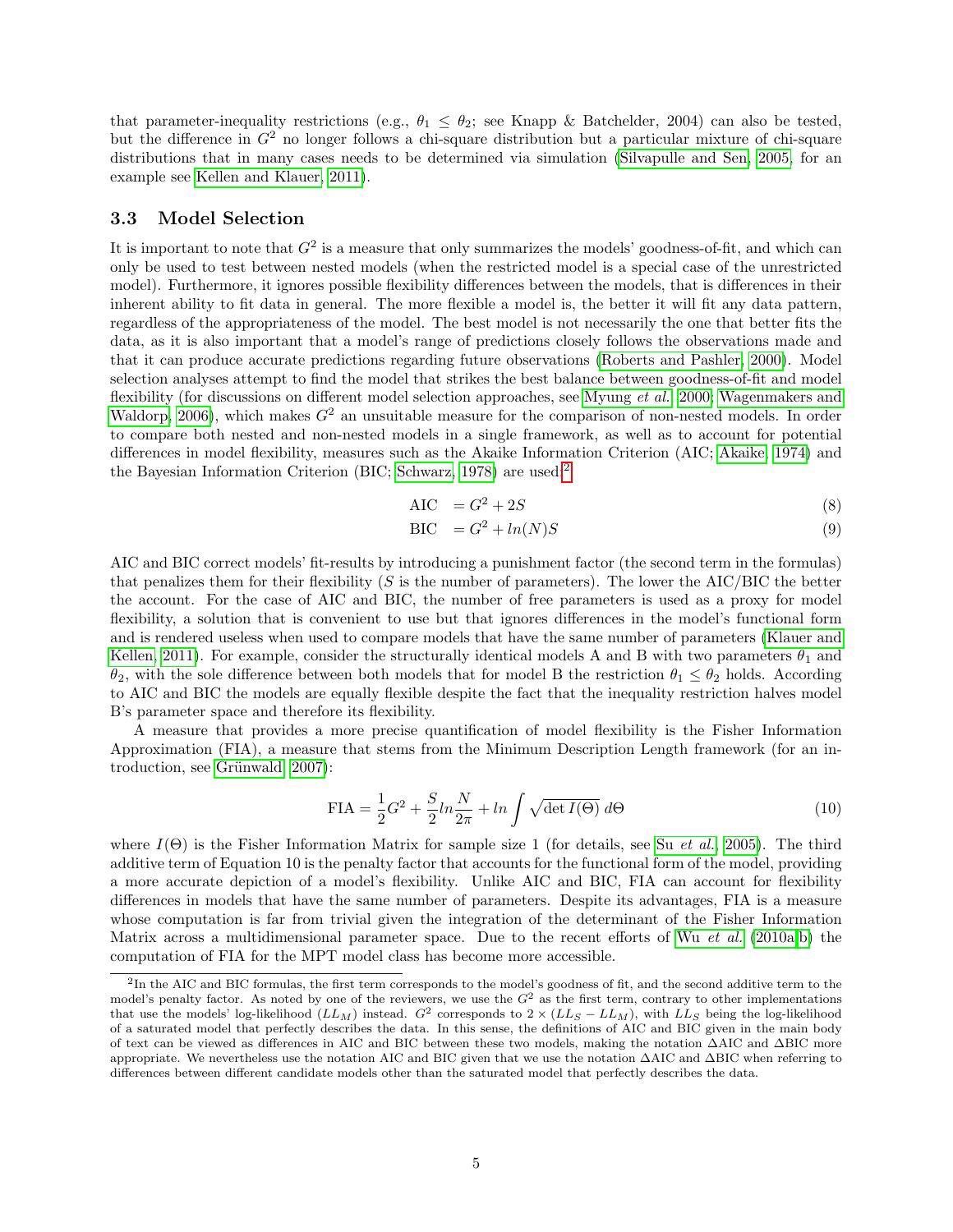that parameter-inequality restrictions (e.g., $\theta_1 \leq \theta_2$; see Knapp & Batchelder, 2004) can also be tested, but the difference in $G^2$ no longer follows a chi-square distribution but a particular mixture of chi-square distributions that in many cases needs to be determined via simulation (Silvapulle and Sen, 2005; for an example see Kellen and Klauer, 2011).

### 3.3 Model Selection

It is important to note that $G^2$ is a measure that only summarizes the models' goodness-of-fit, and which can only be used to test between nested models (when the restricted model is a special case of the unrestricted model). Furthermore, it ignores possible flexibility differences between the models, that is differences in their inherent ability to fit data in general. The more flexible a model is, the better it will fit any data pattern, regardless of the appropriateness of the model. The best model is not necessarily the one that better fits the data, as it is also important that a model's range of predictions closely follows the observations made and that it can produce accurate predictions regarding future observations (Roberts and Pashler, 2000). Model selection analyses attempt to find the model that strikes the best balance between goodness-of-fit and model flexibility (for discussions on different model selection approaches, see Myung *et al.*, 2000; Wagenmakers and Waldorp, 2006), which makes $G^2$ an unsuitable measure for the comparison of non-nested models. In order to compare both nested and non-nested models in a single framework, as well as to account for potential differences in model flexibility, measures such as the Akaike Information Criterion (AIC; Akaike, 1974) and the Bayesian Information Criterion (BIC; Schwarz, 1978) are used:[2]

$$\text{AIC} = G^2 + 2S \tag{8}$$

$$\text{BIC} = G^2 + ln(N)S \tag{9}$$

AIC and BIC correct models' fit-results by introducing a punishment factor (the second term in the formulas) that penalizes them for their flexibility ($S$ is the number of parameters). The lower the AIC/BIC the better the account. For the case of AIC and BIC, the number of free parameters is used as a proxy for model flexibility, a solution that is convenient to use but that ignores differences in the model's functional form and is rendered useless when used to compare models that have the same number of parameters (Klauer and Kellen, 2011). For example, consider the structurally identical models A and B with two parameters $\theta_1$ and $\theta_2$, with the sole difference between both models that for model B the restriction $\theta_1 \leq \theta_2$ holds. According to AIC and BIC the models are equally flexible despite the fact that the inequality restriction halves model B's parameter space and therefore its flexibility.

A measure that provides a more precise quantification of model flexibility is the Fisher Information Approximation (FIA), a measure that stems from the Minimum Description Length framework (for an introduction, see Grünwald, 2007):

$$\text{FIA} = \frac{1}{2}G^2 + \frac{S}{2}ln\frac{N}{2\pi} + ln\int\sqrt{\det I(\Theta)}\,d\Theta \tag{10}$$

where $I(\Theta)$ is the Fisher Information Matrix for sample size 1 (for details, see Su *et al.*, 2005). The third additive term of Equation 10 is the penalty factor that accounts for the functional form of the model, providing a more accurate depiction of a model's flexibility. Unlike AIC and BIC, FIA can account for flexibility differences in models that have the same number of parameters. Despite its advantages, FIA is a measure whose computation is far from trivial given the integration of the determinant of the Fisher Information Matrix across a multidimensional parameter space. Due to the recent efforts of Wu *et al.* (2010a,b) the computation of FIA for the MPT model class has become more accessible.

[2] In the AIC and BIC formulas, the first term corresponds to the model's goodness of fit, and the second additive term to the model's penalty factor. As noted by one of the reviewers, we use the $G^2$ as the first term, contrary to other implementations that use the models' log-likelihood ($LL_M$) instead. $G^2$ corresponds to $2 \times (LL_S - LL_M)$, with $LL_S$ being the log-likelihood of a saturated model that perfectly describes the data. In this sense, the definitions of AIC and BIC given in the main body of text can be viewed as differences in AIC and BIC between these two models, making the notation $\Delta$AIC and $\Delta$BIC more appropriate. We nevertheless use the notation AIC and BIC given that we use the notation $\Delta$AIC and $\Delta$BIC when referring to differences between different candidate models other than the saturated model that perfectly describes the data.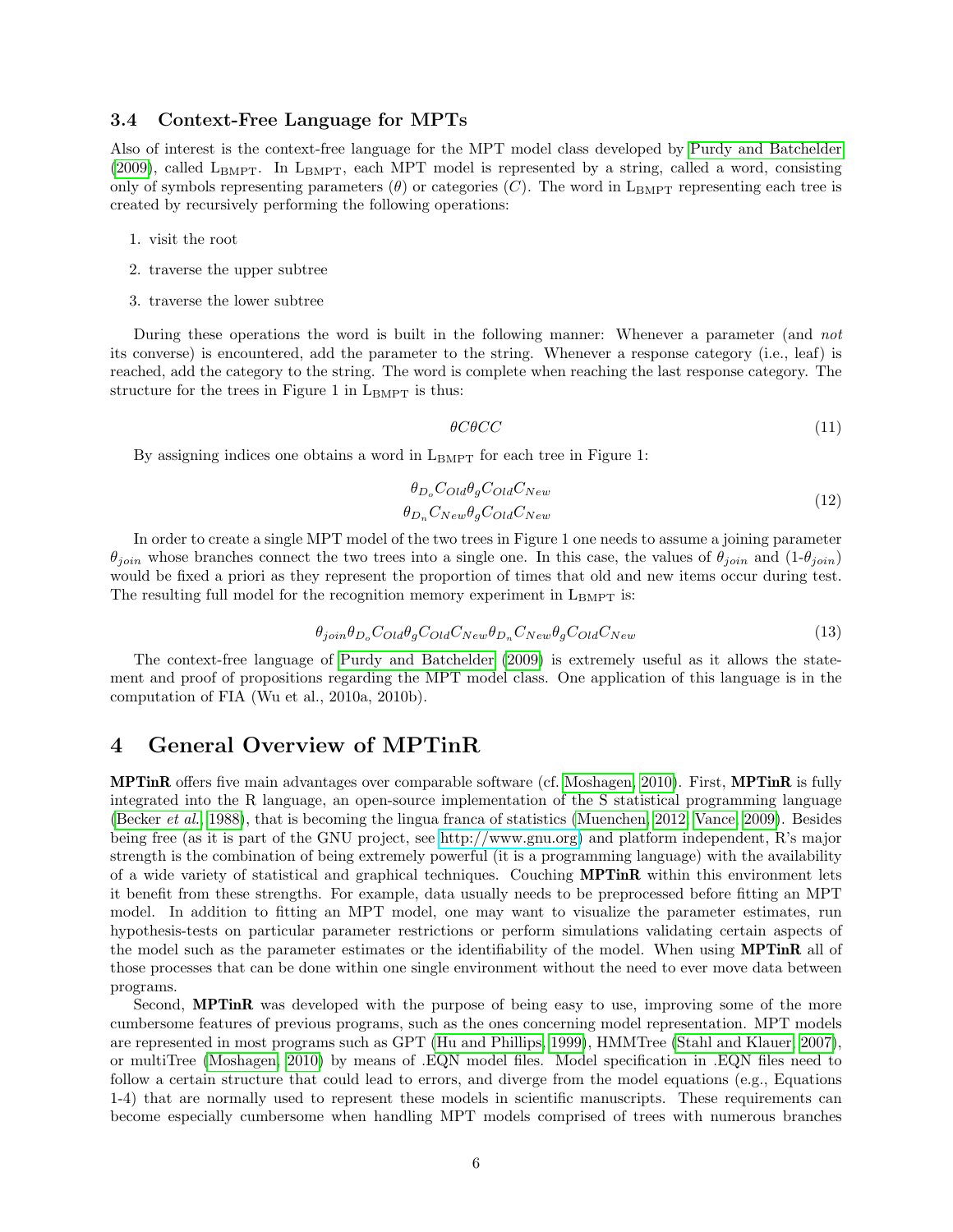### 3.4 Context-Free Language for MPTs

Also of interest is the context-free language for the MPT model class developed by Purdy and Batchelder (2009), called $\mathrm{L_{BMPT}}$. In $\mathrm{L_{BMPT}}$, each MPT model is represented by a string, called a word, consisting only of symbols representing parameters ($\theta$) or categories ($C$). The word in $\mathrm{L_{BMPT}}$ representing each tree is created by recursively performing the following operations:

1. visit the root
2. traverse the upper subtree
3. traverse the lower subtree

During these operations the word is built in the following manner: Whenever a parameter (and *not* its converse) is encountered, add the parameter to the string. Whenever a response category (i.e., leaf) is reached, add the category to the string. The word is complete when reaching the last response category. The structure for the trees in Figure 1 in $\mathrm{L_{BMPT}}$ is thus:

$$\theta C \theta C C \tag{11}$$

By assigning indices one obtains a word in $\mathrm{L_{BMPT}}$ for each tree in Figure 1:

$$\begin{gathered} \theta_{D_o} C_{Old} \theta_g C_{Old} C_{New} \\ \theta_{D_n} C_{New} \theta_g C_{Old} C_{New} \end{gathered} \tag{12}$$

In order to create a single MPT model of the two trees in Figure 1 one needs to assume a joining parameter $\theta_{join}$ whose branches connect the two trees into a single one. In this case, the values of $\theta_{join}$ and (1-$\theta_{join}$) would be fixed a priori as they represent the proportion of times that old and new items occur during test. The resulting full model for the recognition memory experiment in $\mathrm{L_{BMPT}}$ is:

$$\theta_{join} \theta_{D_o} C_{Old} \theta_g C_{Old} C_{New} \theta_{D_n} C_{New} \theta_g C_{Old} C_{New} \tag{13}$$

The context-free language of Purdy and Batchelder (2009) is extremely useful as it allows the statement and proof of propositions regarding the MPT model class. One application of this language is in the computation of FIA (Wu et al., 2010a, 2010b).

# 4 General Overview of MPTinR

**MPTinR** offers five main advantages over comparable software (cf. Moshagen, 2010). First, **MPTinR** is fully integrated into the R language, an open-source implementation of the S statistical programming language (Becker *et al.*, 1988), that is becoming the lingua franca of statistics (Muenchen, 2012; Vance, 2009). Besides being free (as it is part of the GNU project, see http://www.gnu.org) and platform independent, R's major strength is the combination of being extremely powerful (it is a programming language) with the availability of a wide variety of statistical and graphical techniques. Couching **MPTinR** within this environment lets it benefit from these strengths. For example, data usually needs to be preprocessed before fitting an MPT model. In addition to fitting an MPT model, one may want to visualize the parameter estimates, run hypothesis-tests on particular parameter restrictions or perform simulations validating certain aspects of the model such as the parameter estimates or the identifiability of the model. When using **MPTinR** all of those processes that can be done within one single environment without the need to ever move data between programs.

Second, **MPTinR** was developed with the purpose of being easy to use, improving some of the more cumbersome features of previous programs, such as the ones concerning model representation. MPT models are represented in most programs such as GPT (Hu and Phillips, 1999), HMMTree (Stahl and Klauer, 2007), or multiTree (Moshagen, 2010) by means of .EQN model files. Model specification in .EQN files need to follow a certain structure that could lead to errors, and diverge from the model equations (e.g., Equations 1-4) that are normally used to represent these models in scientific manuscripts. These requirements can become especially cumbersome when handling MPT models comprised of trees with numerous branches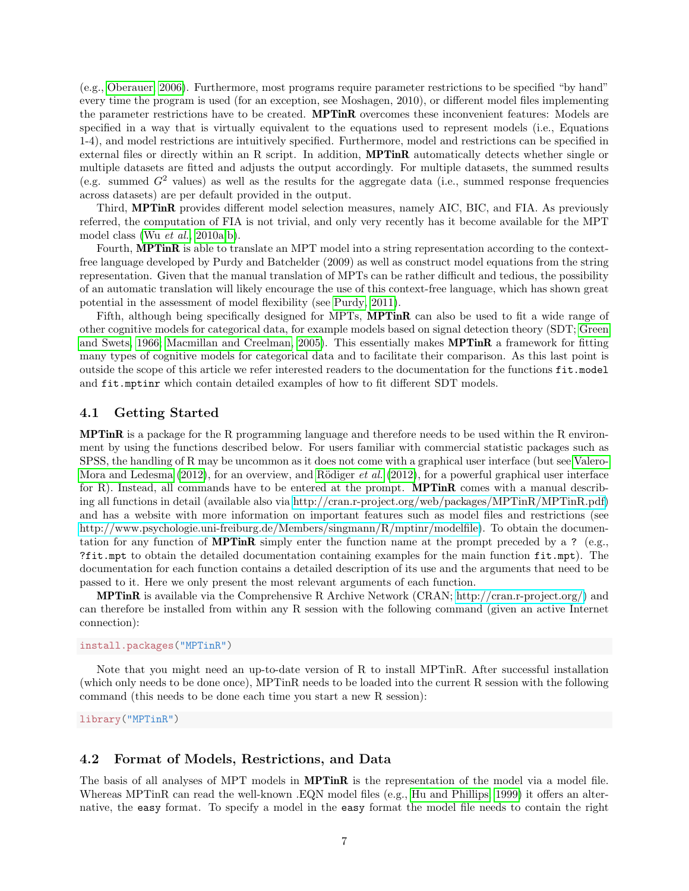(e.g., Oberauer 2006). Furthermore, most programs require parameter restrictions to be specified "by hand" every time the program is used (for an exception, see Moshagen, 2010), or different model files implementing the parameter restrictions have to be created. **MPTinR** overcomes these inconvenient features: Models are specified in a way that is virtually equivalent to the equations used to represent models (i.e., Equations 1-4), and model restrictions are intuitively specified. Furthermore, model and restrictions can be specified in external files or directly within an R script. In addition, **MPTinR** automatically detects whether single or multiple datasets are fitted and adjusts the output accordingly. For multiple datasets, the summed results (e.g. summed $G^2$ values) as well as the results for the aggregate data (i.e., summed response frequencies across datasets) are per default provided in the output.

Third, **MPTinR** provides different model selection measures, namely AIC, BIC, and FIA. As previously referred, the computation of FIA is not trivial, and only very recently has it become available for the MPT model class (Wu *et al.* 2010a,b).

Fourth, **MPTinR** is able to translate an MPT model into a string representation according to the context-free language developed by Purdy and Batchelder (2009) as well as construct model equations from the string representation. Given that the manual translation of MPTs can be rather difficult and tedious, the possibility of an automatic translation will likely encourage the use of this context-free language, which has shown great potential in the assessment of model flexibility (see Purdy 2011).

Fifth, although being specifically designed for MPTs, **MPTinR** can also be used to fit a wide range of other cognitive models for categorical data, for example models based on signal detection theory (SDT; Green and Swets 1966; Macmillan and Creelman 2005). This essentially makes **MPTinR** a framework for fitting many types of cognitive models for categorical data and to facilitate their comparison. As this last point is outside the scope of this article we refer interested readers to the documentation for the functions `fit.model` and `fit.mptinr` which contain detailed examples of how to fit different SDT models.

## 4.1 Getting Started

**MPTinR** is a package for the R programming language and therefore needs to be used within the R environment by using the functions described below. For users familiar with commercial statistic packages such as SPSS, the handling of R may be uncommon as it does not come with a graphical user interface (but see Valero-Mora and Ledesma (2012), for an overview, and Rödiger *et al.* (2012), for a powerful graphical user interface for R). Instead, all commands have to be entered at the prompt. **MPTinR** comes with a manual describing all functions in detail (available also via http://cran.r-project.org/web/packages/MPTinR/MPTinR.pdf) and has a website with more information on important features such as model files and restrictions (see http://www.psychologie.uni-freiburg.de/Members/singmann/R/mptinr/modelfile). To obtain the documentation for any function of **MPTinR** simply enter the function name at the prompt preceded by a `?` (e.g., `?fit.mpt` to obtain the detailed documentation containing examples for the main function `fit.mpt`). The documentation for each function contains a detailed description of its use and the arguments that need to be passed to it. Here we only present the most relevant arguments of each function.

**MPTinR** is available via the Comprehensive R Archive Network (CRAN; http://cran.r-project.org/) and can therefore be installed from within any R session with the following command (given an active Internet connection):

```
install.packages("MPTinR")
```

Note that you might need an up-to-date version of R to install MPTinR. After successful installation (which only needs to be done once), MPTinR needs to be loaded into the current R session with the following command (this needs to be done each time you start a new R session):

```
library("MPTinR")
```

## 4.2 Format of Models, Restrictions, and Data

The basis of all analyses of MPT models in **MPTinR** is the representation of the model via a model file. Whereas MPTinR can read the well-known .EQN model files (e.g., Hu and Phillips 1999) it offers an alternative, the `easy` format. To specify a model in the `easy` format the model file needs to contain the right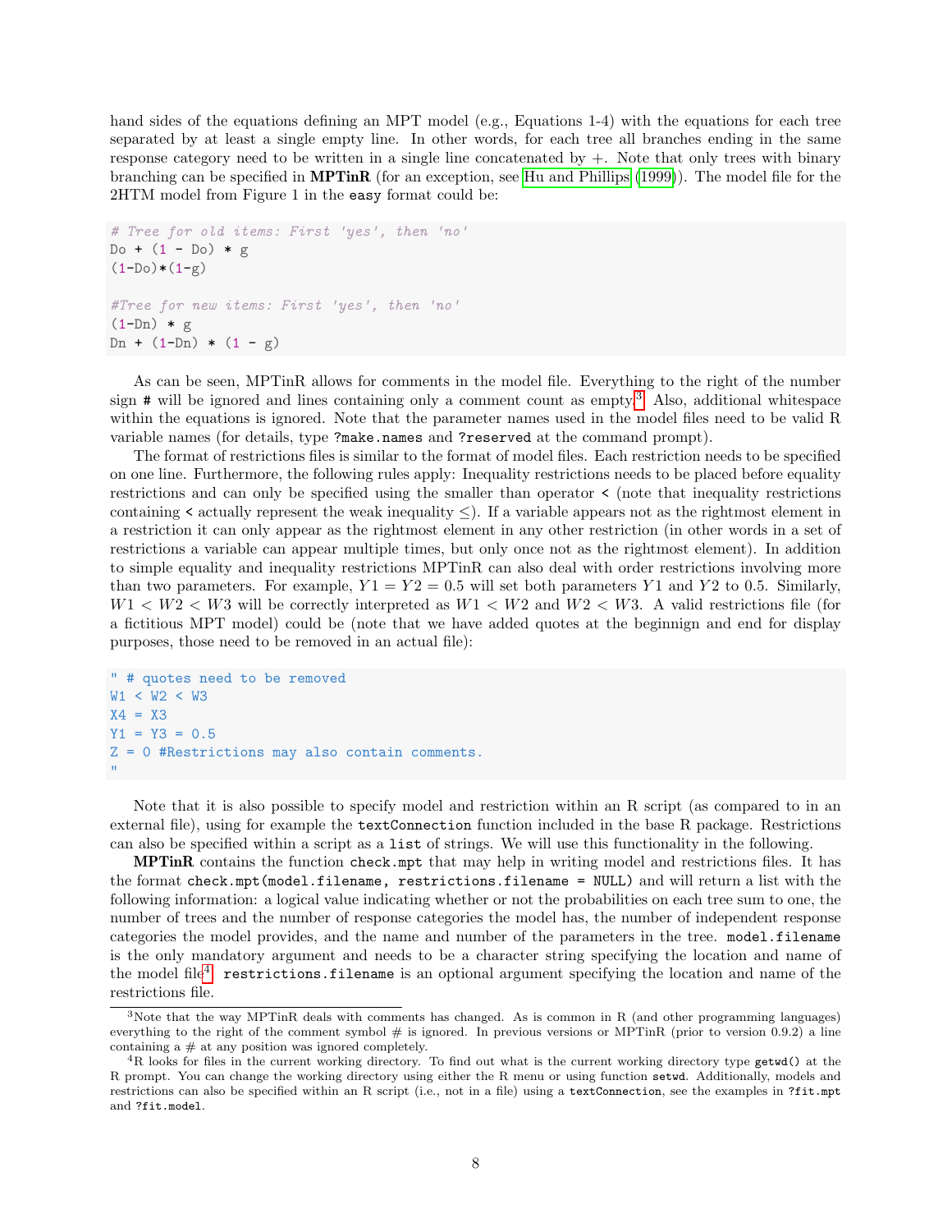hand sides of the equations defining an MPT model (e.g., Equations 1-4) with the equations for each tree separated by at least a single empty line. In other words, for each tree all branches ending in the same response category need to be written in a single line concatenated by +. Note that only trees with binary branching can be specified in **MPTinR** (for an exception, see Hu and Phillips (1999)). The model file for the 2HTM model from Figure 1 in the `easy` format could be:

```
# Tree for old items: First 'yes', then 'no'
Do + (1 - Do) * g
(1-Do)*(1-g)

#Tree for new items: First 'yes', then 'no'
(1-Dn) * g
Dn + (1-Dn) * (1 - g)
```

As can be seen, MPTinR allows for comments in the model file. Everything to the right of the number sign `#` will be ignored and lines containing only a comment count as empty.[3] Also, additional whitespace within the equations is ignored. Note that the parameter names used in the model files need to be valid R variable names (for details, type `?make.names` and `?reserved` at the command prompt).

The format of restrictions files is similar to the format of model files. Each restriction needs to be specified on one line. Furthermore, the following rules apply: Inequality restrictions needs to be placed before equality restrictions and can only be specified using the smaller than operator `<` (note that inequality restrictions containing `<` actually represent the weak inequality $\leq$). If a variable appears not as the rightmost element in a restriction it can only appear as the rightmost element in any other restriction (in other words in a set of restrictions a variable can appear multiple times, but only once not as the rightmost element). In addition to simple equality and inequality restrictions MPTinR can also deal with order restrictions involving more than two parameters. For example, $Y1 = Y2 = 0.5$ will set both parameters $Y1$ and $Y2$ to 0.5. Similarly, $W1 < W2 < W3$ will be correctly interpreted as $W1 < W2$ and $W2 < W3$. A valid restrictions file (for a fictitious MPT model) could be (note that we have added quotes at the beginnign and end for display purposes, those need to be removed in an actual file):

```
" # quotes need to be removed
W1 < W2 < W3
X4 = X3
Y1 = Y3 = 0.5
Z = 0 #Restrictions may also contain comments.
"
```

Note that it is also possible to specify model and restriction within an R script (as compared to in an external file), using for example the `textConnection` function included in the base R package. Restrictions can also be specified within a script as a `list` of strings. We will use this functionality in the following.

**MPTinR** contains the function `check.mpt` that may help in writing model and restrictions files. It has the format `check.mpt(model.filename, restrictions.filename = NULL)` and will return a list with the following information: a logical value indicating whether or not the probabilities on each tree sum to one, the number of trees and the number of response categories the model has, the number of independent response categories the model provides, and the name and number of the parameters in the tree. `model.filename` is the only mandatory argument and needs to be a character string specifying the location and name of the model file[4]. `restrictions.filename` is an optional argument specifying the location and name of the restrictions file.

[3] Note that the way MPTinR deals with comments has changed. As is common in R (and other programming languages) everything to the right of the comment symbol # is ignored. In previous versions or MPTinR (prior to version 0.9.2) a line containing a # at any position was ignored completely.

[4] R looks for files in the current working directory. To find out what is the current working directory type `getwd()` at the R prompt. You can change the working directory using either the R menu or using function `setwd`. Additionally, models and restrictions can also be specified within an R script (i.e., not in a file) using a `textConnection`, see the examples in `?fit.mpt` and `?fit.model`.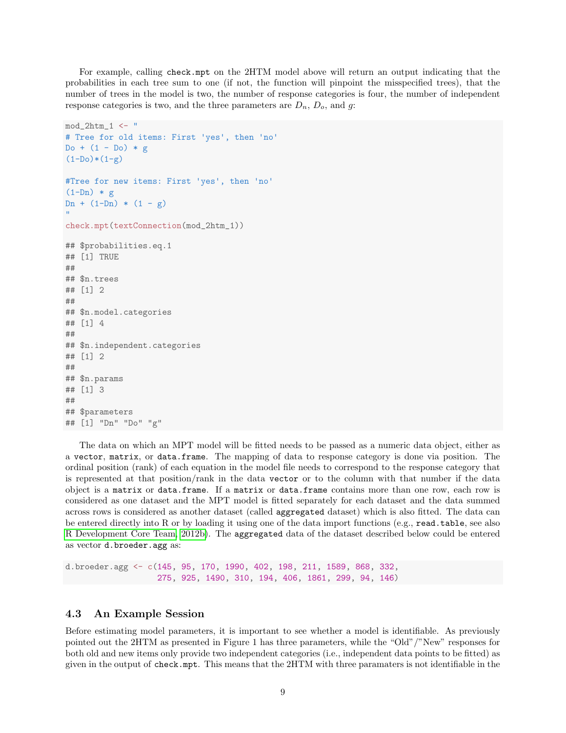For example, calling `check.mpt` on the 2HTM model above will return an output indicating that the probabilities in each tree sum to one (if not, the function will pinpoint the misspecified trees), that the number of trees in the model is two, the number of response categories is four, the number of independent response categories is two, and the three parameters are $D_n$, $D_o$, and $g$:

```
mod_2htm_1 <- "
# Tree for old items: First 'yes', then 'no'
Do + (1 - Do) * g
(1-Do)*(1-g)

#Tree for new items: First 'yes', then 'no'
(1-Dn) * g
Dn + (1-Dn) * (1 - g)
"
check.mpt(textConnection(mod_2htm_1))

## $probabilities.eq.1
## [1] TRUE
##
## $n.trees
## [1] 2
##
## $n.model.categories
## [1] 4
##
## $n.independent.categories
## [1] 2
##
## $n.params
## [1] 3
##
## $parameters
## [1] "Dn" "Do" "g"
```

The data on which an MPT model will be fitted needs to be passed as a numeric data object, either as a `vector`, `matrix`, or `data.frame`. The mapping of data to response category is done via position. The ordinal position (rank) of each equation in the model file needs to correspond to the response category that is represented at that position/rank in the data `vector` or to the column with that number if the data object is a `matrix` or `data.frame`. If a `matrix` or `data.frame` contains more than one row, each row is considered as one dataset and the MPT model is fitted separately for each dataset and the data summed across rows is considered as another dataset (called `aggregated` dataset) which is also fitted. The data can be entered directly into R or by loading it using one of the data import functions (e.g., `read.table`, see also R Development Core Team, 2012b). The `aggregated` data of the dataset described below could be entered as vector `d.broeder.agg` as:

```
d.broeder.agg <- c(145, 95, 170, 1990, 402, 198, 211, 1589, 868, 332,
                   275, 925, 1490, 310, 194, 406, 1861, 299, 94, 146)
```

### 4.3 An Example Session

Before estimating model parameters, it is important to see whether a model is identifiable. As previously pointed out the 2HTM as presented in Figure 1 has three parameters, while the "Old"/"New" responses for both old and new items only provide two independent categories (i.e., independent data points to be fitted) as given in the output of `check.mpt`. This means that the 2HTM with three paramaters is not identifiable in the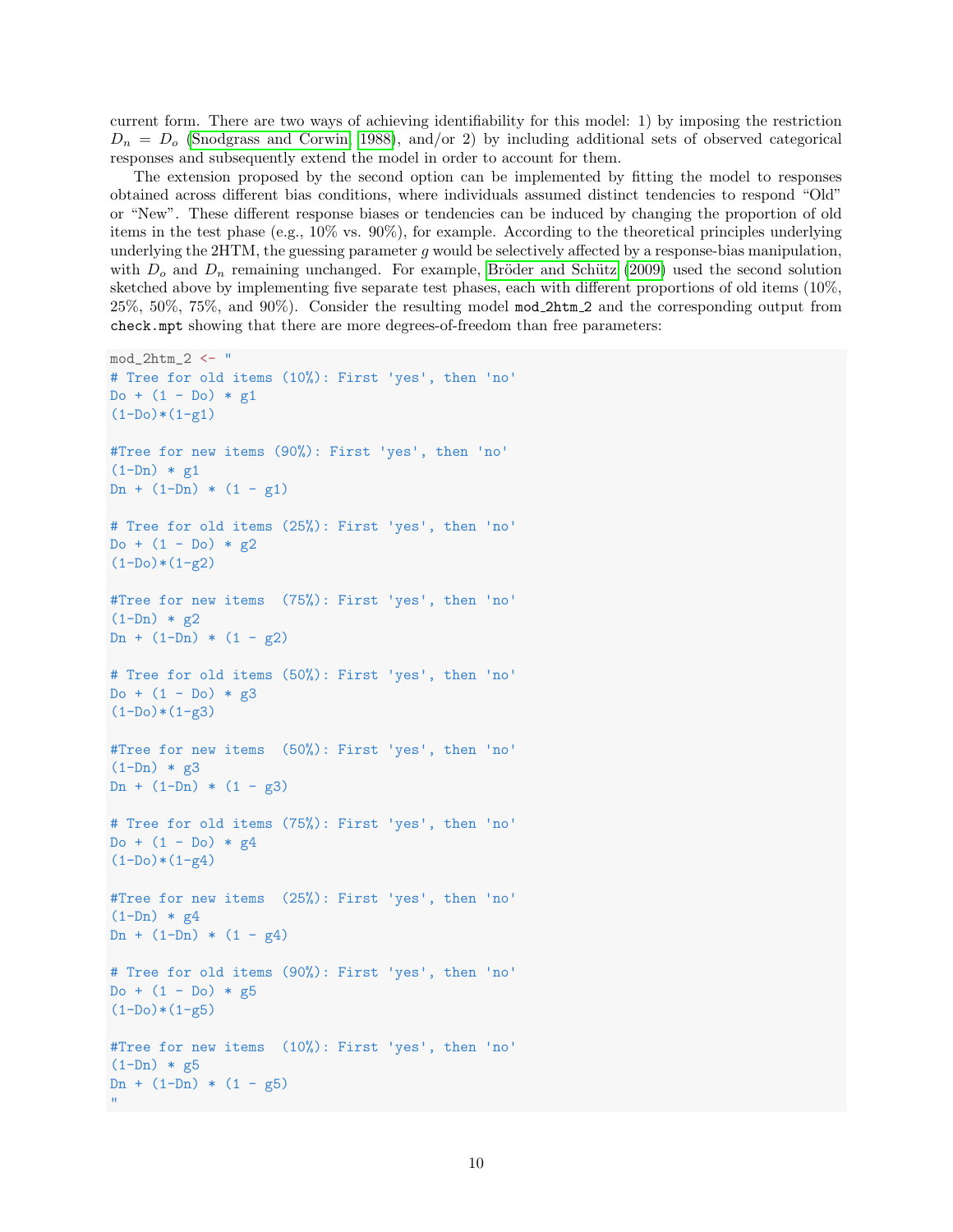current form. There are two ways of achieving identifiability for this model: 1) by imposing the restriction $D_n = D_o$ (Snodgrass and Corwin, 1988), and/or 2) by including additional sets of observed categorical responses and subsequently extend the model in order to account for them.

The extension proposed by the second option can be implemented by fitting the model to responses obtained across different bias conditions, where individuals assumed distinct tendencies to respond "Old" or "New". These different response biases or tendencies can be induced by changing the proportion of old items in the test phase (e.g., 10% vs. 90%), for example. According to the theoretical principles underlying underlying the 2HTM, the guessing parameter $g$ would be selectively affected by a response-bias manipulation, with $D_o$ and $D_n$ remaining unchanged. For example, Bröder and Schütz (2009) used the second solution sketched above by implementing five separate test phases, each with different proportions of old items (10%, 25%, 50%, 75%, and 90%). Consider the resulting model `mod_2htm_2` and the corresponding output from `check.mpt` showing that there are more degrees-of-freedom than free parameters:

```
mod_2htm_2 <- "
# Tree for old items (10%): First 'yes', then 'no'
Do + (1 - Do) * g1
(1-Do)*(1-g1)

#Tree for new items (90%): First 'yes', then 'no'
(1-Dn) * g1
Dn + (1-Dn) * (1 - g1)

# Tree for old items (25%): First 'yes', then 'no'
Do + (1 - Do) * g2
(1-Do)*(1-g2)

#Tree for new items  (75%): First 'yes', then 'no'
(1-Dn) * g2
Dn + (1-Dn) * (1 - g2)

# Tree for old items (50%): First 'yes', then 'no'
Do + (1 - Do) * g3
(1-Do)*(1-g3)

#Tree for new items  (50%): First 'yes', then 'no'
(1-Dn) * g3
Dn + (1-Dn) * (1 - g3)

# Tree for old items (75%): First 'yes', then 'no'
Do + (1 - Do) * g4
(1-Do)*(1-g4)

#Tree for new items  (25%): First 'yes', then 'no'
(1-Dn) * g4
Dn + (1-Dn) * (1 - g4)

# Tree for old items (90%): First 'yes', then 'no'
Do + (1 - Do) * g5
(1-Do)*(1-g5)

#Tree for new items  (10%): First 'yes', then 'no'
(1-Dn) * g5
Dn + (1-Dn) * (1 - g5)
"
```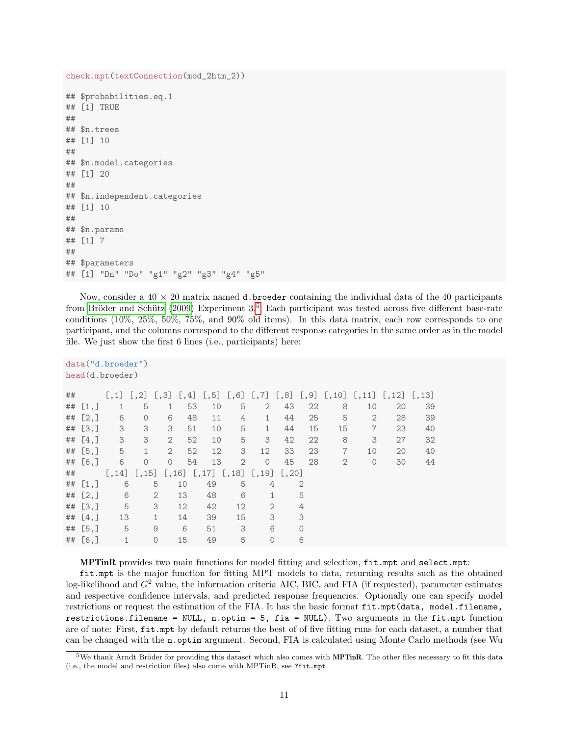```r
check.mpt(textConnection(mod_2htm_2))

## $probabilities.eq.1
## [1] TRUE
##
## $n.trees
## [1] 10
##
## $n.model.categories
## [1] 20
##
## $n.independent.categories
## [1] 10
##
## $n.params
## [1] 7
##
## $parameters
## [1] "Dn" "Do" "g1" "g2" "g3" "g4" "g5"
```

Now, consider a 40 × 20 matrix named `d.broeder` containing the individual data of the 40 participants from Bröder and Schütz (2009) Experiment 3.[5] Each participant was tested across five different base-rate conditions (10%, 25%, 50%, 75%, and 90% old items). In this data matrix, each row corresponds to one participant, and the columns correspond to the different response categories in the same order as in the model file. We just show the first 6 lines (i.e., participants) here:

```r
data("d.broeder")
head(d.broeder)

##      [,1] [,2] [,3] [,4] [,5] [,6] [,7] [,8] [,9] [,10] [,11] [,12] [,13]
## [1,]    1    5    1   53   10    5    2   43   22     8    10    20    39
## [2,]    6    0    6   48   11    4    1   44   25     5     2    28    39
## [3,]    3    3    3   51   10    5    1   44   15    15     7    23    40
## [4,]    3    3    2   52   10    5    3   42   22     8     3    27    32
## [5,]    5    1    2   52   12    3   12   33   23     7    10    20    40
## [6,]    6    0    0   54   13    2    0   45   28     2     0    30    44
##      [,14] [,15] [,16] [,17] [,18] [,19] [,20]
## [1,]     6     5    10    49     5     4     2
## [2,]     6     2    13    48     6     1     5
## [3,]     5     3    12    42    12     2     4
## [4,]    13     1    14    39    15     3     3
## [5,]     5     9     6    51     3     6     0
## [6,]     1     0    15    49     5     0     6
```

**MPTinR** provides two main functions for model fitting and selection, `fit.mpt` and `select.mpt`:

`fit.mpt` is the major function for fitting MPT models to data, returning results such as the obtained log-likelihood and $G^2$ value, the information criteria AIC, BIC, and FIA (if requested), parameter estimates and respective confidence intervals, and predicted response frequencies. Optionally one can specify model restrictions or request the estimation of the FIA. It has the basic format `fit.mpt(data, model.filename, restrictions.filename = NULL, n.optim = 5, fia = NULL)`. Two arguments in the `fit.mpt` function are of note: First, `fit.mpt` by default returns the best of of five fitting runs for each dataset, a number that can be changed with the `n.optim` argument. Second, FIA is calculated using Monte Carlo methods (see Wu

[5] We thank Arndt Bröder for providing this dataset which also comes with **MPTinR**. The other files necessary to fit this data (i.e., the model and restriction files) also come with MPTinR, see `?fit.mpt`.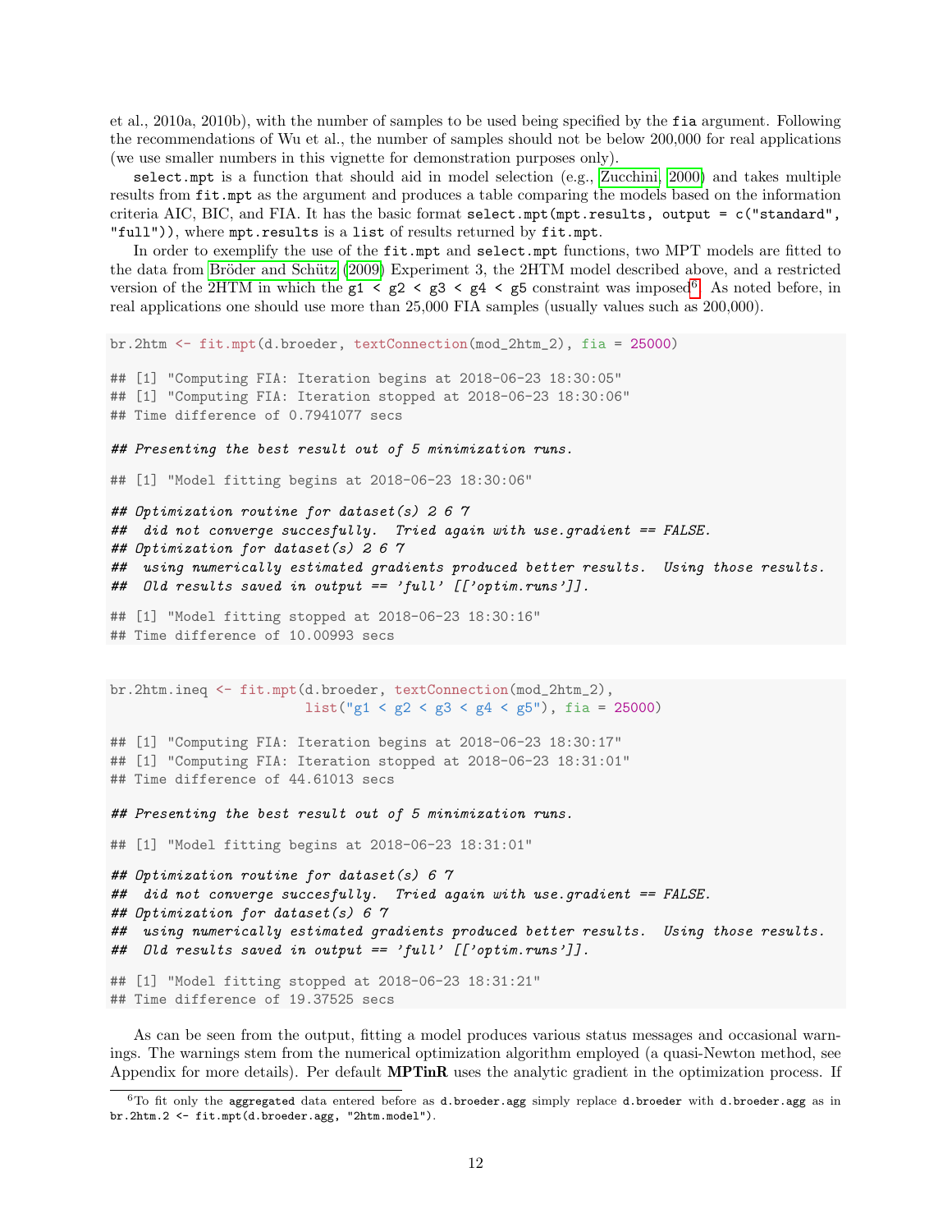et al., 2010a, 2010b), with the number of samples to be used being specified by the `fia` argument. Following the recommendations of Wu et al., the number of samples should not be below 200,000 for real applications (we use smaller numbers in this vignette for demonstration purposes only).

`select.mpt` is a function that should aid in model selection (e.g., Zucchini, 2000) and takes multiple results from `fit.mpt` as the argument and produces a table comparing the models based on the information criteria AIC, BIC, and FIA. It has the basic format `select.mpt(mpt.results, output = c("standard", "full"))`, where `mpt.results` is a `list` of results returned by `fit.mpt`.

In order to exemplify the use of the `fit.mpt` and `select.mpt` functions, two MPT models are fitted to the data from Bröder and Schütz (2009) Experiment 3, the 2HTM model described above, and a restricted version of the 2HTM in which the `g1 < g2 < g3 < g4 < g5` constraint was imposed[6]. As noted before, in real applications one should use more than 25,000 FIA samples (usually values such as 200,000).

```
br.2htm <- fit.mpt(d.broeder, textConnection(mod_2htm_2), fia = 25000)

## [1] "Computing FIA: Iteration begins at 2018-06-23 18:30:05"
## [1] "Computing FIA: Iteration stopped at 2018-06-23 18:30:06"
## Time difference of 0.7941077 secs

## Presenting the best result out of 5 minimization runs.

## [1] "Model fitting begins at 2018-06-23 18:30:06"

## Optimization routine for dataset(s) 2 6 7
##  did not converge succesfully.  Tried again with use.gradient == FALSE.
## Optimization for dataset(s) 2 6 7
##  using numerically estimated gradients produced better results.  Using those results.
##  Old results saved in output == 'full' [['optim.runs']].

## [1] "Model fitting stopped at 2018-06-23 18:30:16"
## Time difference of 10.00993 secs
```

```
br.2htm.ineq <- fit.mpt(d.broeder, textConnection(mod_2htm_2),
                        list("g1 < g2 < g3 < g4 < g5"), fia = 25000)

## [1] "Computing FIA: Iteration begins at 2018-06-23 18:30:17"
## [1] "Computing FIA: Iteration stopped at 2018-06-23 18:31:01"
## Time difference of 44.61013 secs

## Presenting the best result out of 5 minimization runs.

## [1] "Model fitting begins at 2018-06-23 18:31:01"

## Optimization routine for dataset(s) 6 7
##  did not converge succesfully.  Tried again with use.gradient == FALSE.
## Optimization for dataset(s) 6 7
##  using numerically estimated gradients produced better results.  Using those results.
##  Old results saved in output == 'full' [['optim.runs']].

## [1] "Model fitting stopped at 2018-06-23 18:31:21"
## Time difference of 19.37525 secs
```

As can be seen from the output, fitting a model produces various status messages and occasional warnings. The warnings stem from the numerical optimization algorithm employed (a quasi-Newton method, see Appendix for more details). Per default **MPTinR** uses the analytic gradient in the optimization process. If

[6] To fit only the `aggregated` data entered before as `d.broeder.agg` simply replace `d.broeder` with `d.broeder.agg` as in `br.2htm.2 <- fit.mpt(d.broeder.agg, "2htm.model")`.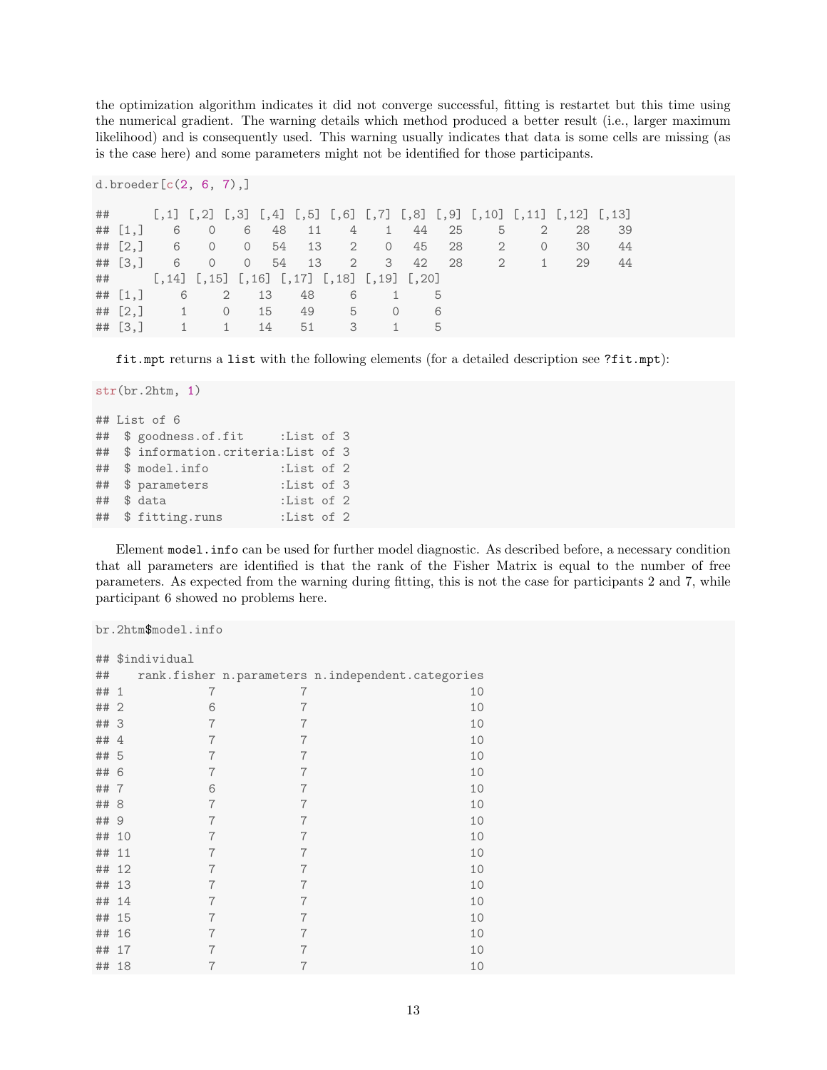the optimization algorithm indicates it did not converge successful, fitting is restartet but this time using the numerical gradient. The warning details which method produced a better result (i.e., larger maximum likelihood) and is consequently used. This warning usually indicates that data is some cells are missing (as is the case here) and some parameters might not be identified for those participants.

```
d.broeder[c(2, 6, 7),]

##      [,1] [,2] [,3] [,4] [,5] [,6] [,7] [,8] [,9] [,10] [,11] [,12] [,13]
## [1,]    6    0    6   48   11    4    1   44   25     5     2    28    39
## [2,]    6    0    0   54   13    2    0   45   28     2     0    30    44
## [3,]    6    0    0   54   13    2    3   42   28     2     1    29    44
##      [,14] [,15] [,16] [,17] [,18] [,19] [,20]
## [1,]     6     2    13    48     6     1     5
## [2,]     1     0    15    49     5     0     6
## [3,]     1     1    14    51     3     1     5
```

fit.mpt returns a list with the following elements (for a detailed description see ?fit.mpt):

```
str(br.2htm, 1)

## List of 6
##  $ goodness.of.fit     :List of 3
##  $ information.criteria:List of 3
##  $ model.info          :List of 2
##  $ parameters          :List of 3
##  $ data                :List of 2
##  $ fitting.runs        :List of 2
```

Element model.info can be used for further model diagnostic. As described before, a necessary condition that all parameters are identified is that the rank of the Fisher Matrix is equal to the number of free parameters. As expected from the warning during fitting, this is not the case for participants 2 and 7, while participant 6 showed no problems here.

```
br.2htm$model.info

## $individual
##    rank.fisher n.parameters n.independent.categories
## 1            7            7                       10
## 2            6            7                       10
## 3            7            7                       10
## 4            7            7                       10
## 5            7            7                       10
## 6            7            7                       10
## 7            6            7                       10
## 8            7            7                       10
## 9            7            7                       10
## 10           7            7                       10
## 11           7            7                       10
## 12           7            7                       10
## 13           7            7                       10
## 14           7            7                       10
## 15           7            7                       10
## 16           7            7                       10
## 17           7            7                       10
## 18           7            7                       10
```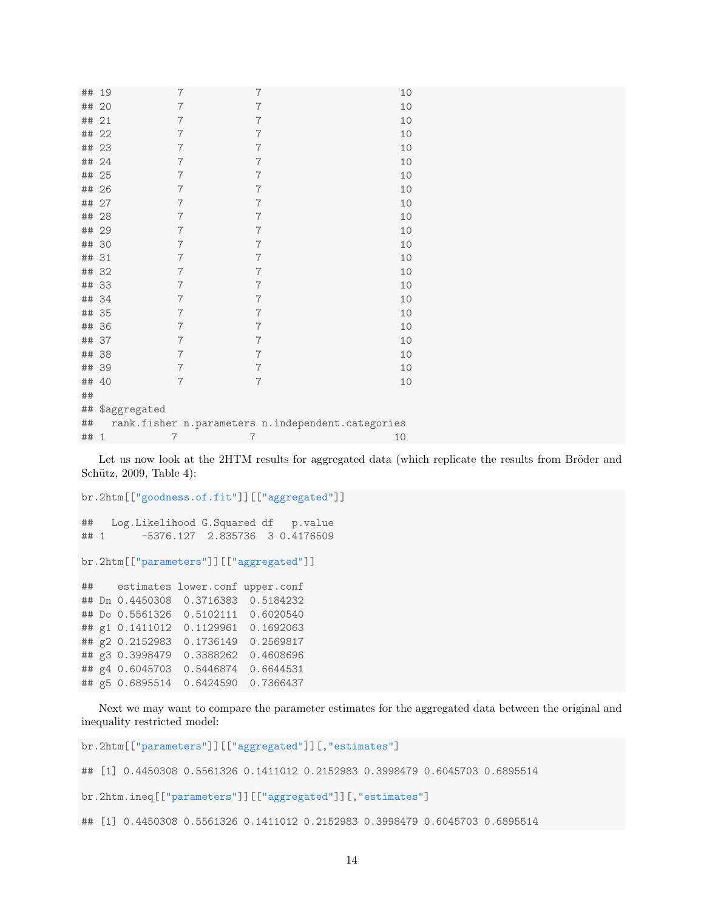```
## 19           7            7                      10
## 20           7            7                      10
## 21           7            7                      10
## 22           7            7                      10
## 23           7            7                      10
## 24           7            7                      10
## 25           7            7                      10
## 26           7            7                      10
## 27           7            7                      10
## 28           7            7                      10
## 29           7            7                      10
## 30           7            7                      10
## 31           7            7                      10
## 32           7            7                      10
## 33           7            7                      10
## 34           7            7                      10
## 35           7            7                      10
## 36           7            7                      10
## 37           7            7                      10
## 38           7            7                      10
## 39           7            7                      10
## 40           7            7                      10
##
## $aggregated
##   rank.fisher n.parameters n.independent.categories
## 1           7            7                      10
```

Let us now look at the 2HTM results for aggregated data (which replicate the results from Bröder and Schütz, 2009, Table 4):

```
br.2htm[["goodness.of.fit"]][["aggregated"]]

##   Log.Likelihood G.Squared df   p.value
## 1      -5376.127  2.835736  3 0.4176509

br.2htm[["parameters"]][["aggregated"]]

##    estimates lower.conf upper.conf
## Dn 0.4450308  0.3716383  0.5184232
## Do 0.5561326  0.5102111  0.6020540
## g1 0.1411012  0.1129961  0.1692063
## g2 0.2152983  0.1736149  0.2569817
## g3 0.3998479  0.3388262  0.4608696
## g4 0.6045703  0.5446874  0.6644531
## g5 0.6895514  0.6424590  0.7366437
```

Next we may want to compare the parameter estimates for the aggregated data between the original and inequality restricted model:

```
br.2htm[["parameters"]][["aggregated"]][,"estimates"]

## [1] 0.4450308 0.5561326 0.1411012 0.2152983 0.3998479 0.6045703 0.6895514

br.2htm.ineq[["parameters"]][["aggregated"]][,"estimates"]

## [1] 0.4450308 0.5561326 0.1411012 0.2152983 0.3998479 0.6045703 0.6895514
```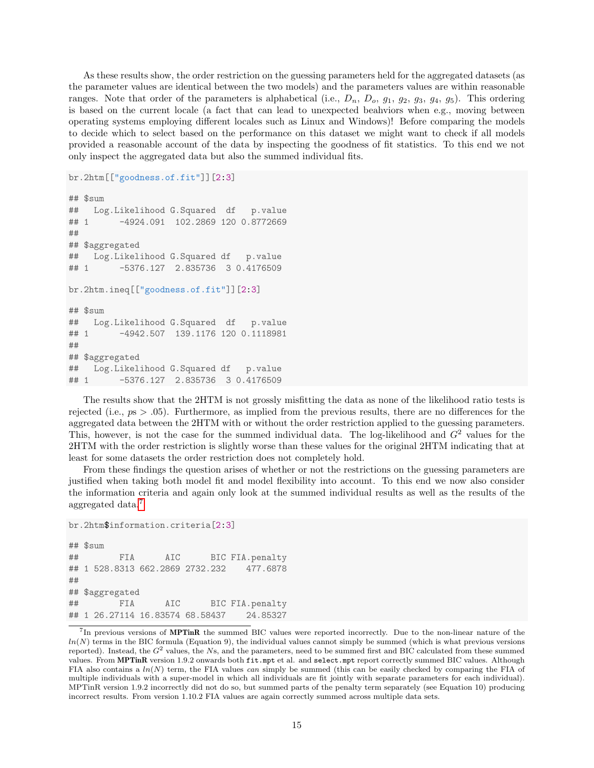As these results show, the order restriction on the guessing parameters held for the aggregated datasets (as the parameter values are identical between the two models) and the parameters values are within reasonable ranges. Note that order of the parameters is alphabetical (i.e., $D_n$, $D_o$, $g_1$, $g_2$, $g_3$, $g_4$, $g_5$). This ordering is based on the current locale (a fact that can lead to unexpected beahviors when e.g., moving between operating systems employing different locales such as Linux and Windows)! Before comparing the models to decide which to select based on the performance on this dataset we might want to check if all models provided a reasonable account of the data by inspecting the goodness of fit statistics. To this end we not only inspect the aggregated data but also the summed individual fits.

```
br.2htm[["goodness.of.fit"]][2:3]

## $sum
##   Log.Likelihood G.Squared  df   p.value
## 1      -4924.091  102.2869 120 0.8772669
##
## $aggregated
##   Log.Likelihood G.Squared df   p.value
## 1      -5376.127  2.835736  3 0.4176509

br.2htm.ineq[["goodness.of.fit"]][2:3]

## $sum
##   Log.Likelihood G.Squared  df   p.value
## 1      -4942.507  139.1176 120 0.1118981
##
## $aggregated
##   Log.Likelihood G.Squared df   p.value
## 1      -5376.127  2.835736  3 0.4176509
```

The results show that the 2HTM is not grossly misfitting the data as none of the likelihood ratio tests is rejected (i.e., $p$s $> .05$). Furthermore, as implied from the previous results, there are no differences for the aggregated data between the 2HTM with or without the order restriction applied to the guessing parameters. This, however, is not the case for the summed individual data. The log-likelihood and $G^2$ values for the 2HTM with the order restriction is slightly worse than these values for the original 2HTM indicating that at least for some datasets the order restriction does not completely hold.

From these findings the question arises of whether or not the restrictions on the guessing parameters are justified when taking both model fit and model flexibility into account. To this end we now also consider the information criteria and again only look at the summed individual results as well as the results of the aggregated data.[7]

```
br.2htm$information.criteria[2:3]

## $sum
##        FIA      AIC      BIC FIA.penalty
## 1 528.8313 662.2869 2732.232    477.6878
##
## $aggregated
##        FIA      AIC      BIC FIA.penalty
## 1 26.27114 16.83574 68.58437    24.85327
```

[7] In previous versions of **MPTinR** the summed BIC values were reported incorrectly. Due to the non-linear nature of the $ln(N)$ terms in the BIC formula (Equation 9), the individual values cannot simply be summed (which is what previous versions reported). Instead, the $G^2$ values, the $N$s, and the parameters, need to be summed first and BIC calculated from these summed values. From **MPTinR** version 1.9.2 onwards both `fit.mpt` et al. and `select.mpt` report correctly summed BIC values. Although FIA also contains a $ln(N)$ term, the FIA values *can* simply be summed (this can be easily checked by comparing the FIA of multiple individuals with a super-model in which all individuals are fit jointly with separate parameters for each individual). MPTinR version 1.9.2 incorrectly did not do so, but summed parts of the penalty term separately (see Equation 10) producing incorrect results. From version 1.10.2 FIA values are again correctly summed across multiple data sets.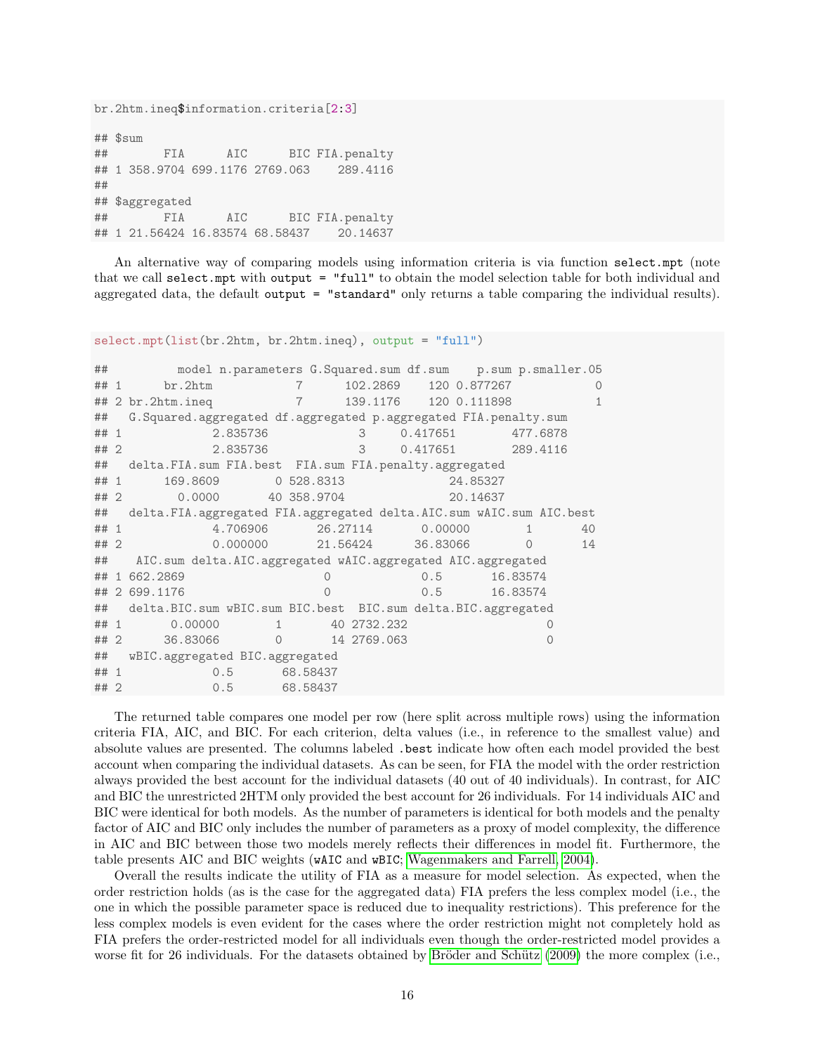```
br.2htm.ineq$information.criteria[2:3]

## $sum
##        FIA      AIC      BIC FIA.penalty
## 1 358.9704 699.1176 2769.063    289.4116
##
## $aggregated
##        FIA      AIC      BIC FIA.penalty
## 1 21.56424 16.83574 68.58437    20.14637
```

An alternative way of comparing models using information criteria is via function `select.mpt` (note that we call `select.mpt` with `output = "full"` to obtain the model selection table for both individual and aggregated data, the default `output = "standard"` only returns a table comparing the individual results).

```
select.mpt(list(br.2htm, br.2htm.ineq), output = "full")

##          model n.parameters G.Squared.sum df.sum    p.sum p.smaller.05
## 1      br.2htm            7      102.2869    120 0.877267            0
## 2 br.2htm.ineq            7      139.1176    120 0.111898            1
##   G.Squared.aggregated df.aggregated p.aggregated FIA.penalty.sum
## 1             2.835736             3     0.417651        477.6878
## 2             2.835736             3     0.417651        289.4116
##   delta.FIA.sum FIA.best  FIA.sum FIA.penalty.aggregated
## 1      169.8609        0 528.8313               24.85327
## 2        0.0000       40 358.9704               20.14637
##   delta.FIA.aggregated FIA.aggregated delta.AIC.sum wAIC.sum AIC.best
## 1             4.706906       26.27114       0.00000        1       40
## 2             0.000000       21.56424      36.83066        0       14
##    AIC.sum delta.AIC.aggregated wAIC.aggregated AIC.aggregated
## 1 662.2869                    0             0.5       16.83574
## 2 699.1176                    0             0.5       16.83574
##   delta.BIC.sum wBIC.sum BIC.best  BIC.sum delta.BIC.aggregated
## 1       0.00000        1       40 2732.232                    0
## 2      36.83066        0       14 2769.063                    0
##   wBIC.aggregated BIC.aggregated
## 1             0.5       68.58437
## 2             0.5       68.58437
```

The returned table compares one model per row (here split across multiple rows) using the information criteria FIA, AIC, and BIC. For each criterion, delta values (i.e., in reference to the smallest value) and absolute values are presented. The columns labeled `.best` indicate how often each model provided the best account when comparing the individual datasets. As can be seen, for FIA the model with the order restriction always provided the best account for the individual datasets (40 out of 40 individuals). In contrast, for AIC and BIC the unrestricted 2HTM only provided the best account for 26 individuals. For 14 individuals AIC and BIC were identical for both models. As the number of parameters is identical for both models and the penalty factor of AIC and BIC only includes the number of parameters as a proxy of model complexity, the difference in AIC and BIC between those two models merely reflects their differences in model fit. Furthermore, the table presents AIC and BIC weights (`wAIC` and `wBIC`; Wagenmakers and Farrell, 2004).

Overall the results indicate the utility of FIA as a measure for model selection. As expected, when the order restriction holds (as is the case for the aggregated data) FIA prefers the less complex model (i.e., the one in which the possible parameter space is reduced due to inequality restrictions). This preference for the less complex models is even evident for the cases where the order restriction might not completely hold as FIA prefers the order-restricted model for all individuals even though the order-restricted model provides a worse fit for 26 individuals. For the datasets obtained by Bröder and Schütz (2009) the more complex (i.e.,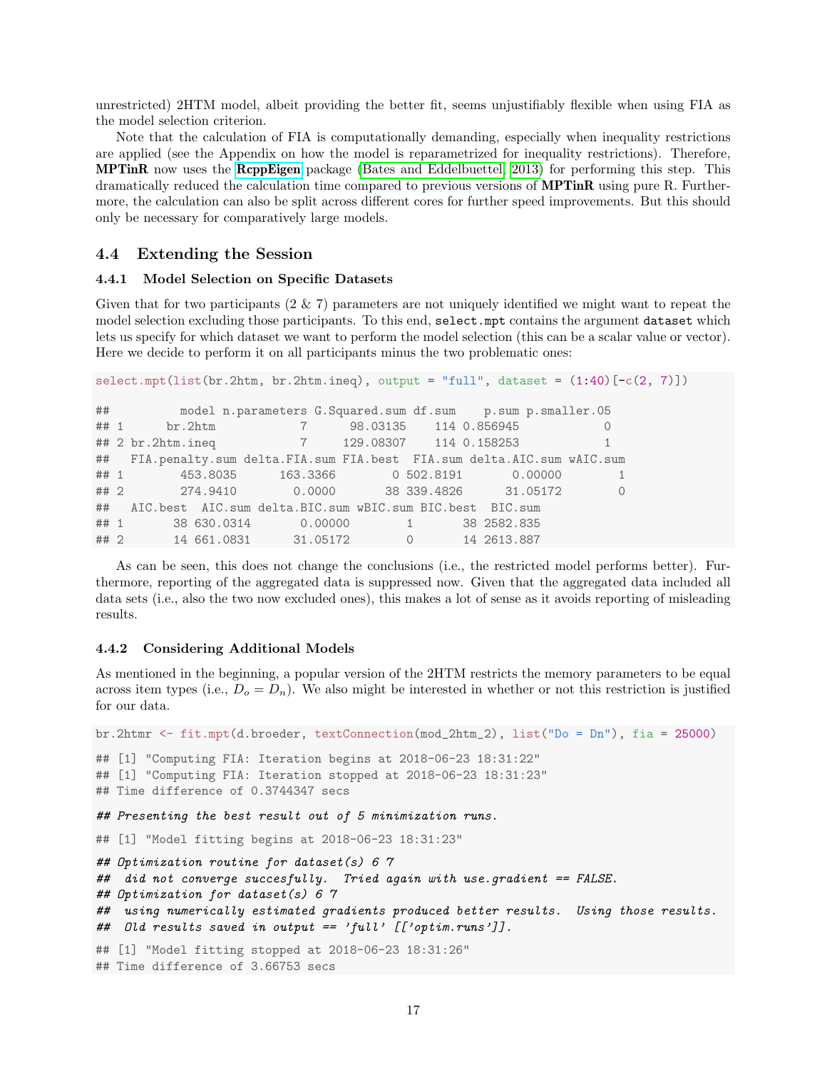unrestricted) 2HTM model, albeit providing the better fit, seems unjustifiably flexible when using FIA as the model selection criterion.

Note that the calculation of FIA is computationally demanding, especially when inequality restrictions are applied (see the Appendix on how the model is reparametrized for inequality restrictions). Therefore, **MPTinR** now uses the **RcppEigen** package (Bates and Eddelbuettel, 2013) for performing this step. This dramatically reduced the calculation time compared to previous versions of **MPTinR** using pure R. Furthermore, the calculation can also be split across different cores for further speed improvements. But this should only be necessary for comparatively large models.

## 4.4 Extending the Session

### 4.4.1 Model Selection on Specific Datasets

Given that for two participants (2 & 7) parameters are not uniquely identified we might want to repeat the model selection excluding those participants. To this end, `select.mpt` contains the argument `dataset` which lets us specify for which dataset we want to perform the model selection (this can be a scalar value or vector). Here we decide to perform it on all participants minus the two problematic ones:

```
select.mpt(list(br.2htm, br.2htm.ineq), output = "full", dataset = (1:40)[-c(2, 7)])

##          model n.parameters G.Squared.sum df.sum    p.sum p.smaller.05
## 1      br.2htm            7      98.03135    114 0.856945            0
## 2 br.2htm.ineq            7     129.08307    114 0.158253            1
##   FIA.penalty.sum delta.FIA.sum FIA.best  FIA.sum delta.AIC.sum wAIC.sum
## 1        453.8035      163.3366        0 502.8191       0.00000        1
## 2        274.9410        0.0000       38 339.4826      31.05172        0
##   AIC.best  AIC.sum delta.BIC.sum wBIC.sum BIC.best  BIC.sum
## 1       38 630.0314       0.00000        1       38 2582.835
## 2       14 661.0831      31.05172        0       14 2613.887
```

As can be seen, this does not change the conclusions (i.e., the restricted model performs better). Furthermore, reporting of the aggregated data is suppressed now. Given that the aggregated data included all data sets (i.e., also the two now excluded ones), this makes a lot of sense as it avoids reporting of misleading results.

### 4.4.2 Considering Additional Models

As mentioned in the beginning, a popular version of the 2HTM restricts the memory parameters to be equal across item types (i.e., $D_o = D_n$). We also might be interested in whether or not this restriction is justified for our data.

```
br.2htmr <- fit.mpt(d.broeder, textConnection(mod_2htm_2), list("Do = Dn"), fia = 25000)

## [1] "Computing FIA: Iteration begins at 2018-06-23 18:31:22"
## [1] "Computing FIA: Iteration stopped at 2018-06-23 18:31:23"
## Time difference of 0.3744347 secs

## Presenting the best result out of 5 minimization runs.

## [1] "Model fitting begins at 2018-06-23 18:31:23"

## Optimization routine for dataset(s) 6 7
##  did not converge succesfully.  Tried again with use.gradient == FALSE.
## Optimization for dataset(s) 6 7
##  using numerically estimated gradients produced better results.  Using those results.
##  Old results saved in output == 'full' [['optim.runs']].

## [1] "Model fitting stopped at 2018-06-23 18:31:26"
## Time difference of 3.66753 secs
```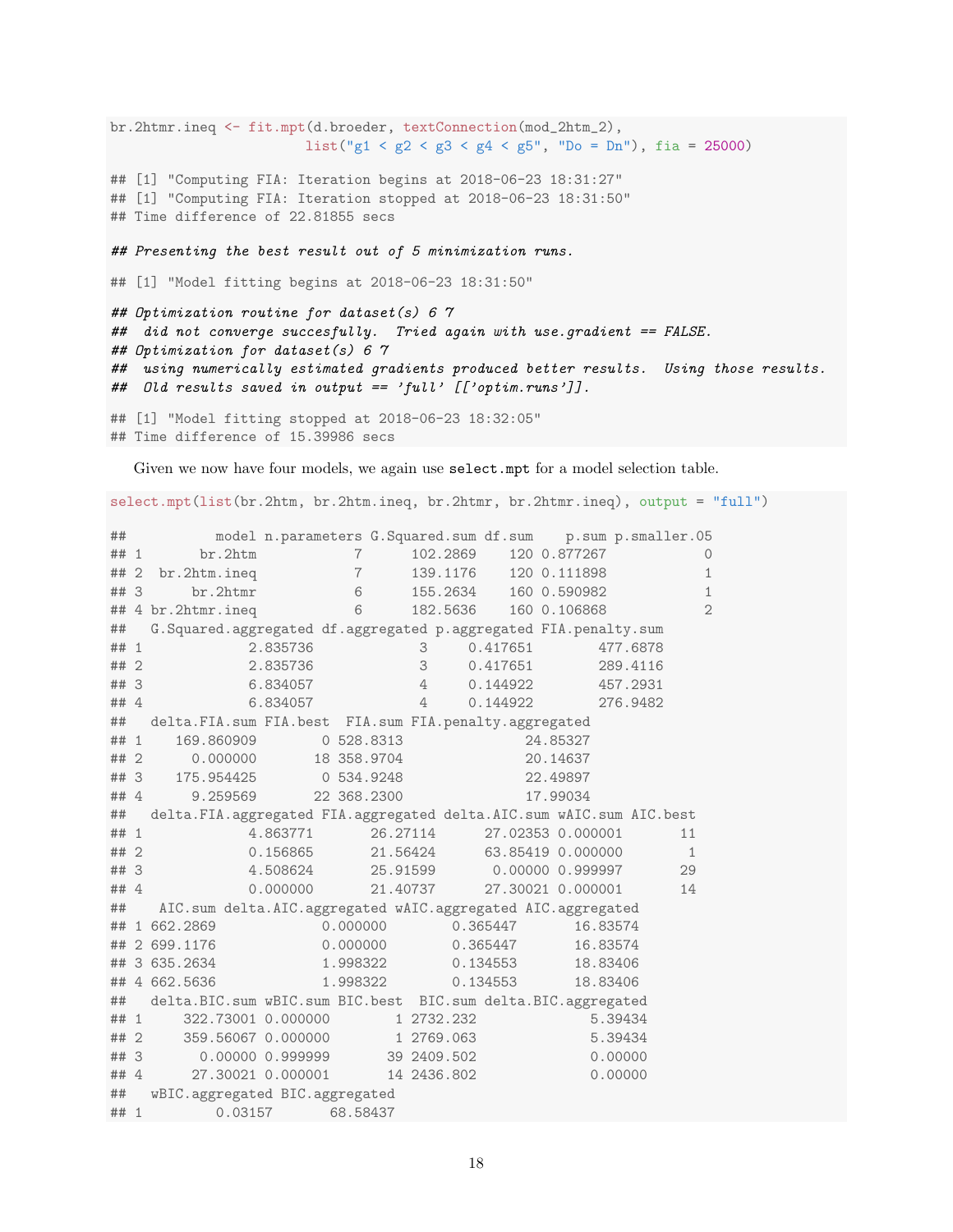```r
br.2htmr.ineq <- fit.mpt(d.broeder, textConnection(mod_2htm_2),
                         list("g1 < g2 < g3 < g4 < g5", "Do = Dn"), fia = 25000)

## [1] "Computing FIA: Iteration begins at 2018-06-23 18:31:27"
## [1] "Computing FIA: Iteration stopped at 2018-06-23 18:31:50"
## Time difference of 22.81855 secs

## Presenting the best result out of 5 minimization runs.

## [1] "Model fitting begins at 2018-06-23 18:31:50"

## Optimization routine for dataset(s) 6 7
##  did not converge succesfully.  Tried again with use.gradient == FALSE.
## Optimization for dataset(s) 6 7
##  using numerically estimated gradients produced better results.  Using those results.
##  Old results saved in output == 'full' [['optim.runs']].

## [1] "Model fitting stopped at 2018-06-23 18:32:05"
## Time difference of 15.39986 secs
```

Given we now have four models, we again use `select.mpt` for a model selection table.

```r
select.mpt(list(br.2htm, br.2htm.ineq, br.2htmr, br.2htmr.ineq), output = "full")

##           model n.parameters G.Squared.sum df.sum    p.sum p.smaller.05
## 1       br.2htm            7      102.2869    120 0.877267            0
## 2  br.2htm.ineq            7      139.1176    120 0.111898            1
## 3      br.2htmr            6      155.2634    160 0.590982            1
## 4 br.2htmr.ineq            6      182.5636    160 0.106868            2
##   G.Squared.aggregated df.aggregated p.aggregated FIA.penalty.sum
## 1             2.835736             3     0.417651        477.6878
## 2             2.835736             3     0.417651        289.4116
## 3             6.834057             4     0.144922        457.2931
## 4             6.834057             4     0.144922        276.9482
##   delta.FIA.sum FIA.best  FIA.sum FIA.penalty.aggregated
## 1    169.860909        0 528.8313               24.85327
## 2      0.000000       18 358.9704               20.14637
## 3    175.954425        0 534.9248               22.49897
## 4      9.259569       22 368.2300               17.99034
##   delta.FIA.aggregated FIA.aggregated delta.AIC.sum wAIC.sum AIC.best
## 1             4.863771       26.27114      27.02353 0.000001       11
## 2             0.156865       21.56424      63.85419 0.000000        1
## 3             4.508624       25.91599       0.00000 0.999997       29
## 4             0.000000       21.40737      27.30021 0.000001       14
##    AIC.sum delta.AIC.aggregated wAIC.aggregated AIC.aggregated
## 1 662.2869             0.000000        0.365447       16.83574
## 2 699.1176             0.000000        0.365447       16.83574
## 3 635.2634             1.998322        0.134553       18.83406
## 4 662.5636             1.998322        0.134553       18.83406
##   delta.BIC.sum wBIC.sum BIC.best  BIC.sum delta.BIC.aggregated
## 1     322.73001 0.000000        1 2732.232              5.39434
## 2     359.56067 0.000000        1 2769.063              5.39434
## 3       0.00000 0.999999       39 2409.502              0.00000
## 4      27.30021 0.000001       14 2436.802              0.00000
##   wBIC.aggregated BIC.aggregated
## 1         0.03157       68.58437
```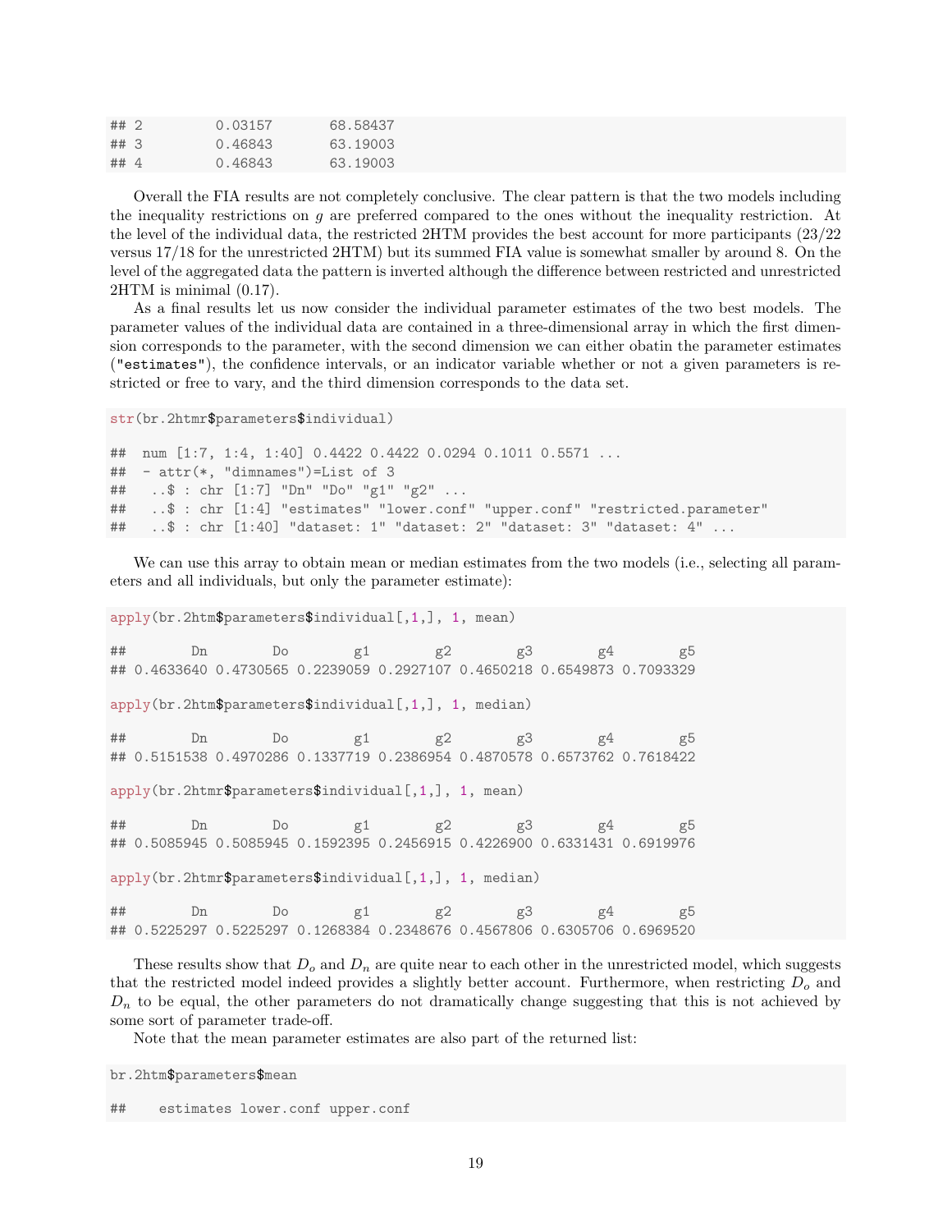```
## 2          0.03157        68.58437
## 3          0.46843        63.19003
## 4          0.46843        63.19003
```

Overall the FIA results are not completely conclusive. The clear pattern is that the two models including the inequality restrictions on $g$ are preferred compared to the ones without the inequality restriction. At the level of the individual data, the restricted 2HTM provides the best account for more participants (23/22 versus 17/18 for the unrestricted 2HTM) but its summed FIA value is somewhat smaller by around 8. On the level of the aggregated data the pattern is inverted although the difference between restricted and unrestricted 2HTM is minimal (0.17).

As a final results let us now consider the individual parameter estimates of the two best models. The parameter values of the individual data are contained in a three-dimensional array in which the first dimension corresponds to the parameter, with the second dimension we can either obatin the parameter estimates ("estimates"), the confidence intervals, or an indicator variable whether or not a given parameters is restricted or free to vary, and the third dimension corresponds to the data set.

```
str(br.2htmr$parameters$individual)

##  num [1:7, 1:4, 1:40] 0.4422 0.4422 0.0294 0.1011 0.5571 ...
##  - attr(*, "dimnames")=List of 3
##   ..$ : chr [1:7] "Dn" "Do" "g1" "g2" ...
##   ..$ : chr [1:4] "estimates" "lower.conf" "upper.conf" "restricted.parameter"
##   ..$ : chr [1:40] "dataset: 1" "dataset: 2" "dataset: 3" "dataset: 4" ...
```

We can use this array to obtain mean or median estimates from the two models (i.e., selecting all parameters and all individuals, but only the parameter estimate):

```
apply(br.2htm$parameters$individual[,1,], 1, mean)

##        Dn        Do        g1        g2        g3        g4        g5
## 0.4633640 0.4730565 0.2239059 0.2927107 0.4650218 0.6549873 0.7093329

apply(br.2htm$parameters$individual[,1,], 1, median)

##        Dn        Do        g1        g2        g3        g4        g5
## 0.5151538 0.4970286 0.1337719 0.2386954 0.4870578 0.6573762 0.7618422

apply(br.2htmr$parameters$individual[,1,], 1, mean)

##        Dn        Do        g1        g2        g3        g4        g5
## 0.5085945 0.5085945 0.1592395 0.2456915 0.4226900 0.6331431 0.6919976

apply(br.2htmr$parameters$individual[,1,], 1, median)

##        Dn        Do        g1        g2        g3        g4        g5
## 0.5225297 0.5225297 0.1268384 0.2348676 0.4567806 0.6305706 0.6969520
```

These results show that $D_o$ and $D_n$ are quite near to each other in the unrestricted model, which suggests that the restricted model indeed provides a slightly better account. Furthermore, when restricting $D_o$ and $D_n$ to be equal, the other parameters do not dramatically change suggesting that this is not achieved by some sort of parameter trade-off.

Note that the mean parameter estimates are also part of the returned list:

```
br.2htm$parameters$mean

##    estimates lower.conf upper.conf
```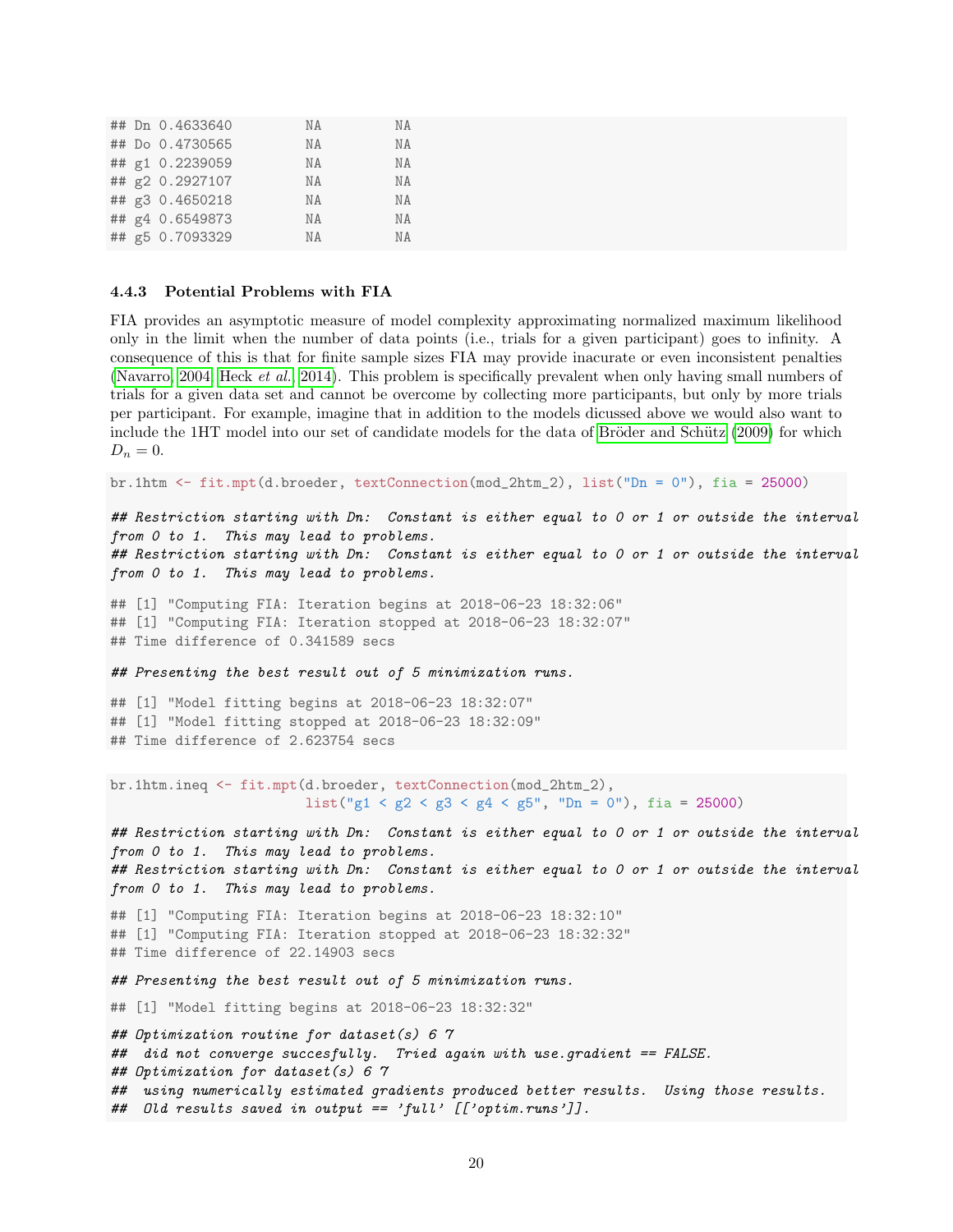```
## Dn 0.4633640         NA         NA
## Do 0.4730565         NA         NA
## g1 0.2239059         NA         NA
## g2 0.2927107         NA         NA
## g3 0.4650218         NA         NA
## g4 0.6549873         NA         NA
## g5 0.7093329         NA         NA
```

### 4.4.3 Potential Problems with FIA

FIA provides an asymptotic measure of model complexity approximating normalized maximum likelihood only in the limit when the number of data points (i.e., trials for a given participant) goes to infinity. A consequence of this is that for finite sample sizes FIA may provide inacurate or even inconsistent penalties (Navarro, 2004; Heck *et al.*, 2014). This problem is specifically prevalent when only having small numbers of trials for a given data set and cannot be overcome by collecting more participants, but only by more trials per participant. For example, imagine that in addition to the models dicussed above we would also want to include the 1HT model into our set of candidate models for the data of Bröder and Schütz (2009) for which $D_n = 0$.

```
br.1htm <- fit.mpt(d.broeder, textConnection(mod_2htm_2), list("Dn = 0"), fia = 25000)

## Restriction starting with Dn:  Constant is either equal to 0 or 1 or outside the interval
from 0 to 1.  This may lead to problems.
## Restriction starting with Dn:  Constant is either equal to 0 or 1 or outside the interval
from 0 to 1.  This may lead to problems.

## [1] "Computing FIA: Iteration begins at 2018-06-23 18:32:06"
## [1] "Computing FIA: Iteration stopped at 2018-06-23 18:32:07"
## Time difference of 0.341589 secs

## Presenting the best result out of 5 minimization runs.

## [1] "Model fitting begins at 2018-06-23 18:32:07"
## [1] "Model fitting stopped at 2018-06-23 18:32:09"
## Time difference of 2.623754 secs
```

```
br.1htm.ineq <- fit.mpt(d.broeder, textConnection(mod_2htm_2),
                        list("g1 < g2 < g3 < g4 < g5", "Dn = 0"), fia = 25000)

## Restriction starting with Dn:  Constant is either equal to 0 or 1 or outside the interval
from 0 to 1.  This may lead to problems.
## Restriction starting with Dn:  Constant is either equal to 0 or 1 or outside the interval
from 0 to 1.  This may lead to problems.

## [1] "Computing FIA: Iteration begins at 2018-06-23 18:32:10"
## [1] "Computing FIA: Iteration stopped at 2018-06-23 18:32:32"
## Time difference of 22.14903 secs

## Presenting the best result out of 5 minimization runs.

## [1] "Model fitting begins at 2018-06-23 18:32:32"

## Optimization routine for dataset(s) 6 7
##  did not converge succesfully.  Tried again with use.gradient == FALSE.
## Optimization for dataset(s) 6 7
##  using numerically estimated gradients produced better results.  Using those results.
##  Old results saved in output == 'full' [['optim.runs']].
```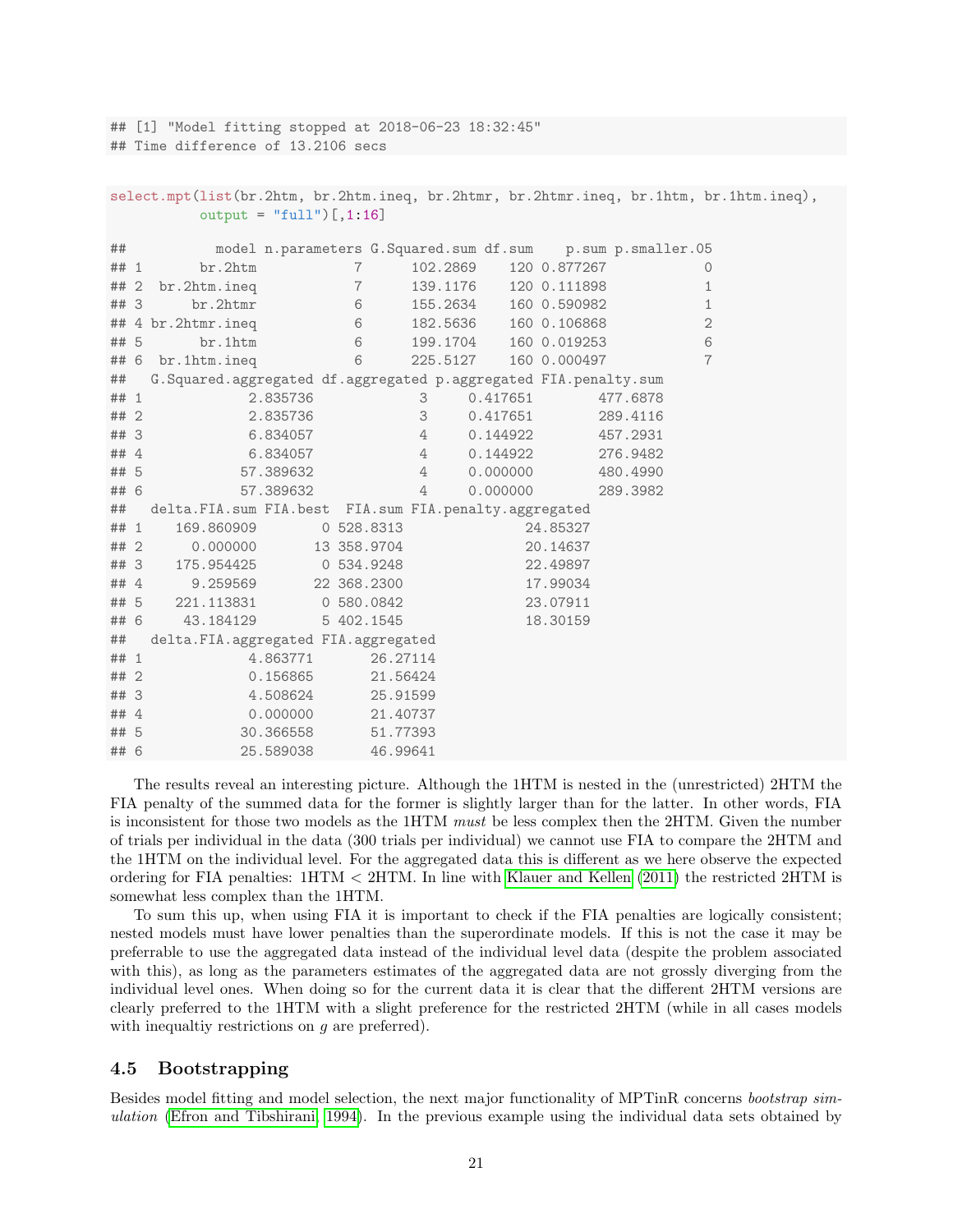```
## [1] "Model fitting stopped at 2018-06-23 18:32:45"
## Time difference of 13.2106 secs
```

```
select.mpt(list(br.2htm, br.2htm.ineq, br.2htmr, br.2htmr.ineq, br.1htm, br.1htm.ineq),
           output = "full")[,1:16]
```

```
##           model n.parameters G.Squared.sum df.sum    p.sum p.smaller.05
## 1       br.2htm            7      102.2869    120 0.877267            0
## 2  br.2htm.ineq            7      139.1176    120 0.111898            1
## 3      br.2htmr            6      155.2634    160 0.590982            1
## 4 br.2htmr.ineq            6      182.5636    160 0.106868            2
## 5       br.1htm            6      199.1704    160 0.019253            6
## 6  br.1htm.ineq            6      225.5127    160 0.000497            7
##   G.Squared.aggregated df.aggregated p.aggregated FIA.penalty.sum
## 1             2.835736             3     0.417651        477.6878
## 2             2.835736             3     0.417651        289.4116
## 3             6.834057             4     0.144922        457.2931
## 4             6.834057             4     0.144922        276.9482
## 5            57.389632             4     0.000000        480.4990
## 6            57.389632             4     0.000000        289.3982
##   delta.FIA.sum FIA.best  FIA.sum FIA.penalty.aggregated
## 1    169.860909        0 528.8313               24.85327
## 2      0.000000       13 358.9704               20.14637
## 3    175.954425        0 534.9248               22.49897
## 4      9.259569       22 368.2300               17.99034
## 5    221.113831        0 580.0842               23.07911
## 6     43.184129        5 402.1545               18.30159
##   delta.FIA.aggregated FIA.aggregated
## 1             4.863771       26.27114
## 2             0.156865       21.56424
## 3             4.508624       25.91599
## 4             0.000000       21.40737
## 5            30.366558       51.77393
## 6            25.589038       46.99641
```

The results reveal an interesting picture. Although the 1HTM is nested in the (unrestricted) 2HTM the FIA penalty of the summed data for the former is slightly larger than for the latter. In other words, FIA is inconsistent for those two models as the 1HTM *must* be less complex then the 2HTM. Given the number of trials per individual in the data (300 trials per individual) we cannot use FIA to compare the 2HTM and the 1HTM on the individual level. For the aggregated data this is different as we here observe the expected ordering for FIA penalties: 1HTM < 2HTM. In line with Klauer and Kellen (2011) the restricted 2HTM is somewhat less complex than the 1HTM.

To sum this up, when using FIA it is important to check if the FIA penalties are logically consistent; nested models must have lower penalties than the superordinate models. If this is not the case it may be preferrable to use the aggregated data instead of the individual level data (despite the problem associated with this), as long as the parameters estimates of the aggregated data are not grossly diverging from the individual level ones. When doing so for the current data it is clear that the different 2HTM versions are clearly preferred to the 1HTM with a slight preference for the restricted 2HTM (while in all cases models with inequaltiy restrictions on $g$ are preferred).

## 4.5 Bootstrapping

Besides model fitting and model selection, the next major functionality of MPTinR concerns *bootstrap simulation* (Efron and Tibshirani, 1994). In the previous example using the individual data sets obtained by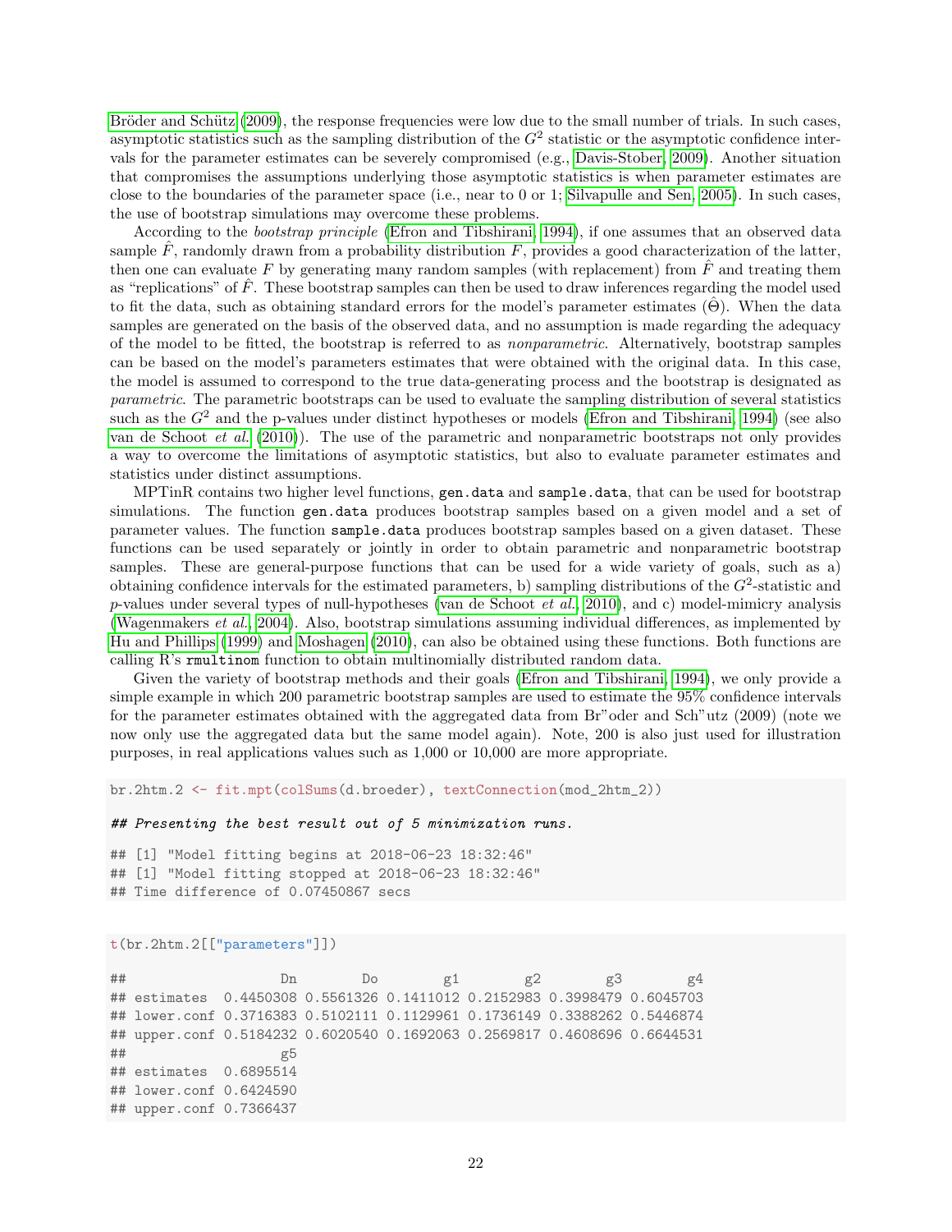Bröder and Schütz (2009), the response frequencies were low due to the small number of trials. In such cases, asymptotic statistics such as the sampling distribution of the $G^2$ statistic or the asymptotic confidence intervals for the parameter estimates can be severely compromised (e.g., Davis-Stober, 2009). Another situation that compromises the assumptions underlying those asymptotic statistics is when parameter estimates are close to the boundaries of the parameter space (i.e., near to 0 or 1; Silvapulle and Sen, 2005). In such cases, the use of bootstrap simulations may overcome these problems.

According to the *bootstrap principle* (Efron and Tibshirani, 1994), if one assumes that an observed data sample $\hat{F}$, randomly drawn from a probability distribution $F$, provides a good characterization of the latter, then one can evaluate $F$ by generating many random samples (with replacement) from $\hat{F}$ and treating them as "replications" of $\hat{F}$. These bootstrap samples can then be used to draw inferences regarding the model used to fit the data, such as obtaining standard errors for the model's parameter estimates ($\hat{\Theta}$). When the data samples are generated on the basis of the observed data, and no assumption is made regarding the adequacy of the model to be fitted, the bootstrap is referred to as *nonparametric*. Alternatively, bootstrap samples can be based on the model's parameters estimates that were obtained with the original data. In this case, the model is assumed to correspond to the true data-generating process and the bootstrap is designated as *parametric*. The parametric bootstraps can be used to evaluate the sampling distribution of several statistics such as the $G^2$ and the p-values under distinct hypotheses or models (Efron and Tibshirani, 1994) (see also van de Schoot *et al.* (2010)). The use of the parametric and nonparametric bootstraps not only provides a way to overcome the limitations of asymptotic statistics, but also to evaluate parameter estimates and statistics under distinct assumptions.

MPTinR contains two higher level functions, `gen.data` and `sample.data`, that can be used for bootstrap simulations. The function `gen.data` produces bootstrap samples based on a given model and a set of parameter values. The function `sample.data` produces bootstrap samples based on a given dataset. These functions can be used separately or jointly in order to obtain parametric and nonparametric bootstrap samples. These are general-purpose functions that can be used for a wide variety of goals, such as a) obtaining confidence intervals for the estimated parameters, b) sampling distributions of the $G^2$-statistic and $p$-values under several types of null-hypotheses (van de Schoot *et al.*, 2010), and c) model-mimicry analysis (Wagenmakers *et al.*, 2004). Also, bootstrap simulations assuming individual differences, as implemented by Hu and Phillips (1999) and Moshagen (2010), can also be obtained using these functions. Both functions are calling R's `rmultinom` function to obtain multinomially distributed random data.

Given the variety of bootstrap methods and their goals (Efron and Tibshirani, 1994), we only provide a simple example in which 200 parametric bootstrap samples are used to estimate the 95% confidence intervals for the parameter estimates obtained with the aggregated data from Br"oder and Sch"utz (2009) (note we now only use the aggregated data but the same model again). Note, 200 is also just used for illustration purposes, in real applications values such as 1,000 or 10,000 are more appropriate.

```
br.2htm.2 <- fit.mpt(colSums(d.broeder), textConnection(mod_2htm_2))

## Presenting the best result out of 5 minimization runs.

## [1] "Model fitting begins at 2018-06-23 18:32:46"
## [1] "Model fitting stopped at 2018-06-23 18:32:46"
## Time difference of 0.07450867 secs
```

```
t(br.2htm.2[["parameters"]])

##                   Dn        Do        g1        g2        g3        g4
## estimates  0.4450308 0.5561326 0.1411012 0.2152983 0.3998479 0.6045703
## lower.conf 0.3716383 0.5102111 0.1129961 0.1736149 0.3388262 0.5446874
## upper.conf 0.5184232 0.6020540 0.1692063 0.2569817 0.4608696 0.6644531
##                   g5
## estimates  0.6895514
## lower.conf 0.6424590
## upper.conf 0.7366437
```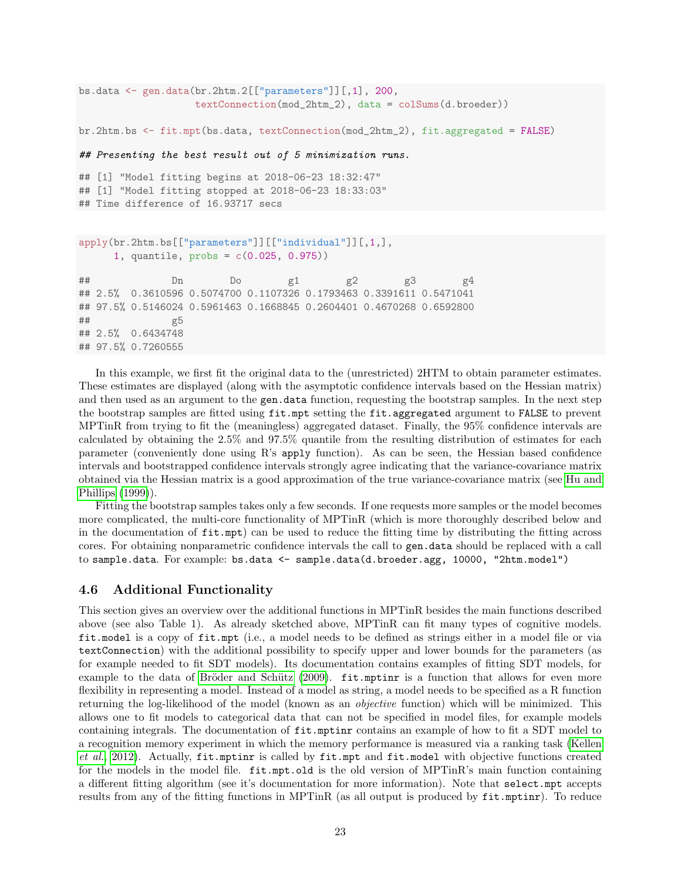```
bs.data <- gen.data(br.2htm.2[["parameters"]][,1], 200,
                    textConnection(mod_2htm_2), data = colSums(d.broeder))

br.2htm.bs <- fit.mpt(bs.data, textConnection(mod_2htm_2), fit.aggregated = FALSE)

## Presenting the best result out of 5 minimization runs.

## [1] "Model fitting begins at 2018-06-23 18:32:47"
## [1] "Model fitting stopped at 2018-06-23 18:33:03"
## Time difference of 16.93717 secs
```

```
apply(br.2htm.bs[["parameters"]][["individual"]][,1,],
      1, quantile, probs = c(0.025, 0.975))

##              Dn        Do        g1        g2        g3        g4
## 2.5%  0.3610596 0.5074700 0.1107326 0.1793463 0.3391611 0.5471041
## 97.5% 0.5146024 0.5961463 0.1668845 0.2604401 0.4670268 0.6592800
##              g5
## 2.5%  0.6434748
## 97.5% 0.7260555
```

In this example, we first fit the original data to the (unrestricted) 2HTM to obtain parameter estimates. These estimates are displayed (along with the asymptotic confidence intervals based on the Hessian matrix) and then used as an argument to the `gen.data` function, requesting the bootstrap samples. In the next step the bootstrap samples are fitted using `fit.mpt` setting the `fit.aggregated` argument to `FALSE` to prevent MPTinR from trying to fit the (meaningless) aggregated dataset. Finally, the 95% confidence intervals are calculated by obtaining the 2.5% and 97.5% quantile from the resulting distribution of estimates for each parameter (conveniently done using R's `apply` function). As can be seen, the Hessian based confidence intervals and bootstrapped confidence intervals strongly agree indicating that the variance-covariance matrix obtained via the Hessian matrix is a good approximation of the true variance-covariance matrix (see Hu and Phillips (1999)).

Fitting the bootstrap samples takes only a few seconds. If one requests more samples or the model becomes more complicated, the multi-core functionality of MPTinR (which is more thoroughly described below and in the documentation of `fit.mpt`) can be used to reduce the fitting time by distributing the fitting across cores. For obtaining nonparametric confidence intervals the call to `gen.data` should be replaced with a call to `sample.data`. For example: `bs.data <- sample.data(d.broeder.agg, 10000, "2htm.model")`

### 4.6 Additional Functionality

This section gives an overview over the additional functions in MPTinR besides the main functions described above (see also Table 1). As already sketched above, MPTinR can fit many types of cognitive models. `fit.model` is a copy of `fit.mpt` (i.e., a model needs to be defined as strings either in a model file or via `textConnection`) with the additional possibility to specify upper and lower bounds for the parameters (as for example needed to fit SDT models). Its documentation contains examples of fitting SDT models, for example to the data of Bröder and Schütz (2009). `fit.mptinr` is a function that allows for even more flexibility in representing a model. Instead of a model as string, a model needs to be specified as a R function returning the log-likelihood of the model (known as an *objective* function) which will be minimized. This allows one to fit models to categorical data that can not be specified in model files, for example models containing integrals. The documentation of `fit.mptinr` contains an example of how to fit a SDT model to a recognition memory experiment in which the memory performance is measured via a ranking task (Kellen *et al.*, 2012). Actually, `fit.mptinr` is called by `fit.mpt` and `fit.model` with objective functions created for the models in the model file. `fit.mpt.old` is the old version of MPTinR's main function containing a different fitting algorithm (see it's documentation for more information). Note that `select.mpt` accepts results from any of the fitting functions in MPTinR (as all output is produced by `fit.mptinr`). To reduce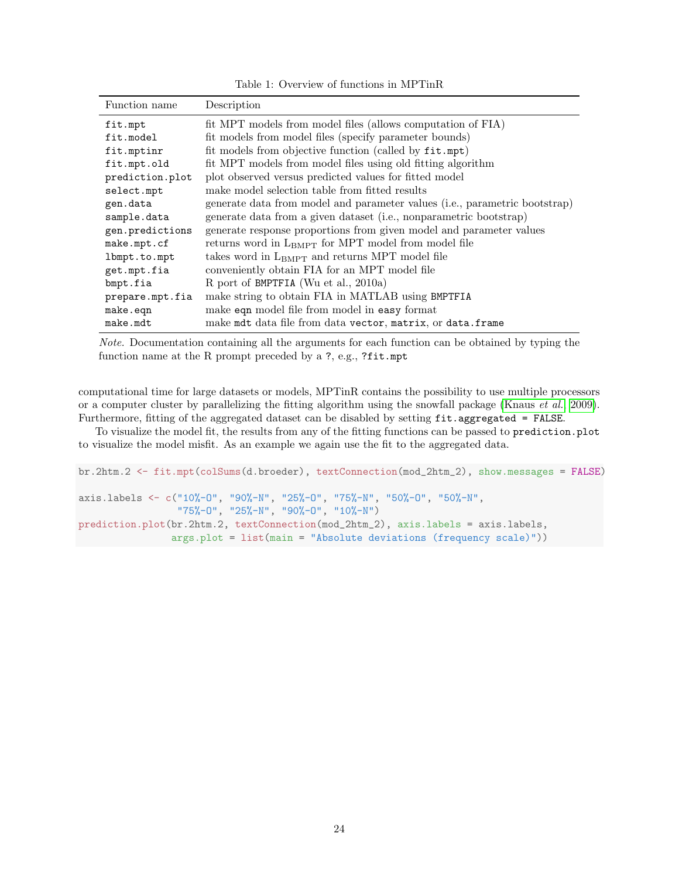Table 1: Overview of functions in MPTinR

| Function name | Description |
|---|---|
| `fit.mpt` | fit MPT models from model files (allows computation of FIA) |
| `fit.model` | fit models from model files (specify parameter bounds) |
| `fit.mptinr` | fit models from objective function (called by `fit.mpt`) |
| `fit.mpt.old` | fit MPT models from model files using old fitting algorithm |
| `prediction.plot` | plot observed versus predicted values for fitted model |
| `select.mpt` | make model selection table from fitted results |
| `gen.data` | generate data from model and parameter values (i.e., parametric bootstrap) |
| `sample.data` | generate data from a given dataset (i.e., nonparametric bootstrap) |
| `gen.predictions` | generate response proportions from given model and parameter values |
| `make.mpt.cf` | returns word in $L_{BMPT}$ for MPT model from model file |
| `lbmpt.to.mpt` | takes word in $L_{BMPT}$ and returns MPT model file |
| `get.mpt.fia` | conveniently obtain FIA for an MPT model file |
| `bmpt.fia` | R port of `BMPTFIA` (Wu et al., 2010a) |
| `prepare.mpt.fia` | make string to obtain FIA in MATLAB using `BMPTFIA` |
| `make.eqn` | make `eqn` model file from model in `easy` format |
| `make.mdt` | make `mdt` data file from data `vector`, `matrix`, or `data.frame` |

*Note.* Documentation containing all the arguments for each function can be obtained by typing the function name at the R prompt preceded by a `?`, e.g., `?fit.mpt`

computational time for large datasets or models, MPTinR contains the possibility to use multiple processors or a computer cluster by parallelizing the fitting algorithm using the snowfall package (Knaus *et al.* 2009). Furthermore, fitting of the aggregated dataset can be disabled by setting `fit.aggregated = FALSE`.

To visualize the model fit, the results from any of the fitting functions can be passed to `prediction.plot` to visualize the model misfit. As an example we again use the fit to the aggregated data.

```
br.2htm.2 <- fit.mpt(colSums(d.broeder), textConnection(mod_2htm_2), show.messages = FALSE)

axis.labels <- c("10%-O", "90%-N", "25%-O", "75%-N", "50%-O", "50%-N",
                 "75%-O", "25%-N", "90%-O", "10%-N")
prediction.plot(br.2htm.2, textConnection(mod_2htm_2), axis.labels = axis.labels,
                args.plot = list(main = "Absolute deviations (frequency scale)"))
```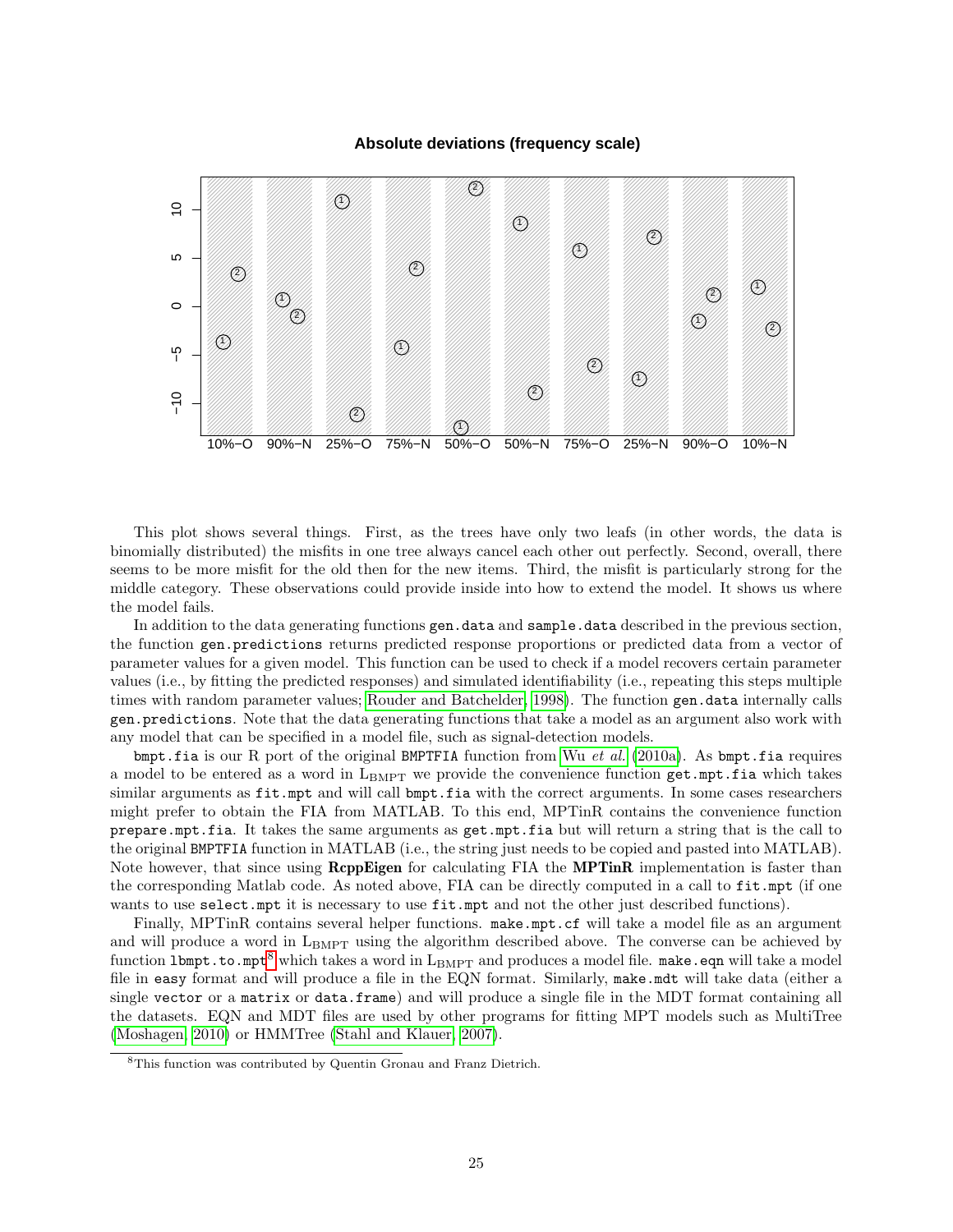**Absolute deviations (frequency scale)**

10
5
0
−5
−10

10%−O 90%−N 25%−O 75%−N 50%−O 50%−N 75%−O 25%−N 90%−O 10%−N

This plot shows several things. First, as the trees have only two leafs (in other words, the data is binomially distributed) the misfits in one tree always cancel each other out perfectly. Second, overall, there seems to be more misfit for the old then for the new items. Third, the misfit is particularly strong for the middle category. These observations could provide inside into how to extend the model. It shows us where the model fails.

In addition to the data generating functions `gen.data` and `sample.data` described in the previous section, the function `gen.predictions` returns predicted response proportions or predicted data from a vector of parameter values for a given model. This function can be used to check if a model recovers certain parameter values (i.e., by fitting the predicted responses) and simulated identifiability (i.e., repeating this steps multiple times with random parameter values; Rouder and Batchelder, 1998). The function `gen.data` internally calls `gen.predictions`. Note that the data generating functions that take a model as an argument also work with any model that can be specified in a model file, such as signal-detection models.

`bmpt.fia` is our R port of the original `BMPTFIA` function from Wu *et al.* (2010a). As `bmpt.fia` requires a model to be entered as a word in $L_{\text{BMPT}}$ we provide the convenience function `get.mpt.fia` which takes similar arguments as `fit.mpt` and will call `bmpt.fia` with the correct arguments. In some cases researchers might prefer to obtain the FIA from MATLAB. To this end, MPTinR contains the convenience function `prepare.mpt.fia`. It takes the same arguments as `get.mpt.fia` but will return a string that is the call to the original `BMPTFIA` function in MATLAB (i.e., the string just needs to be copied and pasted into MATLAB). Note however, that since using **RcppEigen** for calculating FIA the **MPTinR** implementation is faster than the corresponding Matlab code. As noted above, FIA can be directly computed in a call to `fit.mpt` (if one wants to use `select.mpt` it is necessary to use `fit.mpt` and not the other just described functions).

Finally, MPTinR contains several helper functions. `make.mpt.cf` will take a model file as an argument and will produce a word in $L_{\text{BMPT}}$ using the algorithm described above. The converse can be achieved by function `lbmpt.to.mpt`[8] which takes a word in $L_{\text{BMPT}}$ and produces a model file. `make.eqn` will take a model file in `easy` format and will produce a file in the EQN format. Similarly, `make.mdt` will take data (either a single `vector` or a `matrix` or `data.frame`) and will produce a single file in the MDT format containing all the datasets. EQN and MDT files are used by other programs for fitting MPT models such as MultiTree (Moshagen, 2010) or HMMTree (Stahl and Klauer, 2007).

[8] This function was contributed by Quentin Gronau and Franz Dietrich.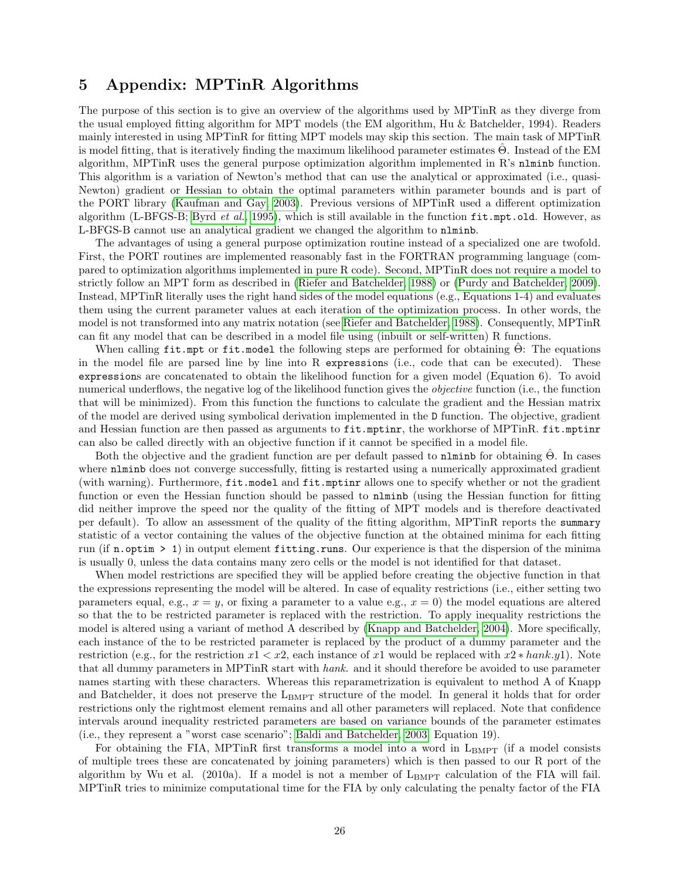## 5 Appendix: MPTinR Algorithms

The purpose of this section is to give an overview of the algorithms used by MPTinR as they diverge from the usual employed fitting algorithm for MPT models (the EM algorithm, Hu & Batchelder, 1994). Readers mainly interested in using MPTinR for fitting MPT models may skip this section. The main task of MPTinR is model fitting, that is iteratively finding the maximum likelihood parameter estimates $\hat{\Theta}$. Instead of the EM algorithm, MPTinR uses the general purpose optimization algorithm implemented in R's `nlminb` function. This algorithm is a variation of Newton's method that can use the analytical or approximated (i.e., quasi-Newton) gradient or Hessian to obtain the optimal parameters within parameter bounds and is part of the PORT library (Kaufman and Gay, 2003). Previous versions of MPTinR used a different optimization algorithm (L-BFGS-B; Byrd *et al.*, 1995), which is still available in the function `fit.mpt.old`. However, as L-BFGS-B cannot use an analytical gradient we changed the algorithm to `nlminb`.

The advantages of using a general purpose optimization routine instead of a specialized one are twofold. First, the PORT routines are implemented reasonably fast in the FORTRAN programming language (compared to optimization algorithms implemented in pure R code). Second, MPTinR does not require a model to strictly follow an MPT form as described in (Riefer and Batchelder, 1988) or (Purdy and Batchelder, 2009). Instead, MPTinR literally uses the right hand sides of the model equations (e.g., Equations 1-4) and evaluates them using the current parameter values at each iteration of the optimization process. In other words, the model is not transformed into any matrix notation (see Riefer and Batchelder, 1988). Consequently, MPTinR can fit any model that can be described in a model file using (inbuilt or self-written) R functions.

When calling `fit.mpt` or `fit.model` the following steps are performed for obtaining $\hat{\Theta}$: The equations in the model file are parsed line by line into R `expression`s (i.e., code that can be executed). These `expression`s are concatenated to obtain the likelihood function for a given model (Equation 6). To avoid numerical underflows, the negative log of the likelihood function gives the *objective* function (i.e., the function that will be minimized). From this function the functions to calculate the gradient and the Hessian matrix of the model are derived using symbolical derivation implemented in the `D` function. The objective, gradient and Hessian function are then passed as arguments to `fit.mptinr`, the workhorse of MPTinR. `fit.mptinr` can also be called directly with an objective function if it cannot be specified in a model file.

Both the objective and the gradient function are per default passed to `nlminb` for obtaining $\hat{\Theta}$. In cases where `nlminb` does not converge successfully, fitting is restarted using a numerically approximated gradient (with warning). Furthermore, `fit.model` and `fit.mptinr` allows one to specify whether or not the gradient function or even the Hessian function should be passed to `nlminb` (using the Hessian function for fitting did neither improve the speed nor the quality of the fitting of MPT models and is therefore deactivated per default). To allow an assessment of the quality of the fitting algorithm, MPTinR reports the `summary` statistic of a vector containing the values of the objective function at the obtained minima for each fitting run (if `n.optim > 1`) in output element `fitting.runs`. Our experience is that the dispersion of the minima is usually 0, unless the data contains many zero cells or the model is not identified for that dataset.

When model restrictions are specified they will be applied before creating the objective function in that the expressions representing the model will be altered. In case of equality restrictions (i.e., either setting two parameters equal, e.g., $x = y$, or fixing a parameter to a value e.g., $x = 0$) the model equations are altered so that the to be restricted parameter is replaced with the restriction. To apply inequality restrictions the model is altered using a variant of method A described by (Knapp and Batchelder, 2004). More specifically, each instance of the to be restricted parameter is replaced by the product of a dummy parameter and the restriction (e.g., for the restriction $x1 < x2$, each instance of $x1$ would be replaced with $x2 * hank.y1$). Note that all dummy parameters in MPTinR start with *hank.* and it should therefore be avoided to use parameter names starting with these characters. Whereas this reparametrization is equivalent to method A of Knapp and Batchelder, it does not preserve the $\text{L}_{\text{BMPT}}$ structure of the model. In general it holds that for order restrictions only the rightmost element remains and all other parameters will replaced. Note that confidence intervals around inequality restricted parameters are based on variance bounds of the parameter estimates (i.e., they represent a "worst case scenario"; Baldi and Batchelder, 2003, Equation 19).

For obtaining the FIA, MPTinR first transforms a model into a word in $\text{L}_{\text{BMPT}}$ (if a model consists of multiple trees these are concatenated by joining parameters) which is then passed to our R port of the algorithm by Wu et al. (2010a). If a model is not a member of $\text{L}_{\text{BMPT}}$ calculation of the FIA will fail. MPTinR tries to minimize computational time for the FIA by only calculating the penalty factor of the FIA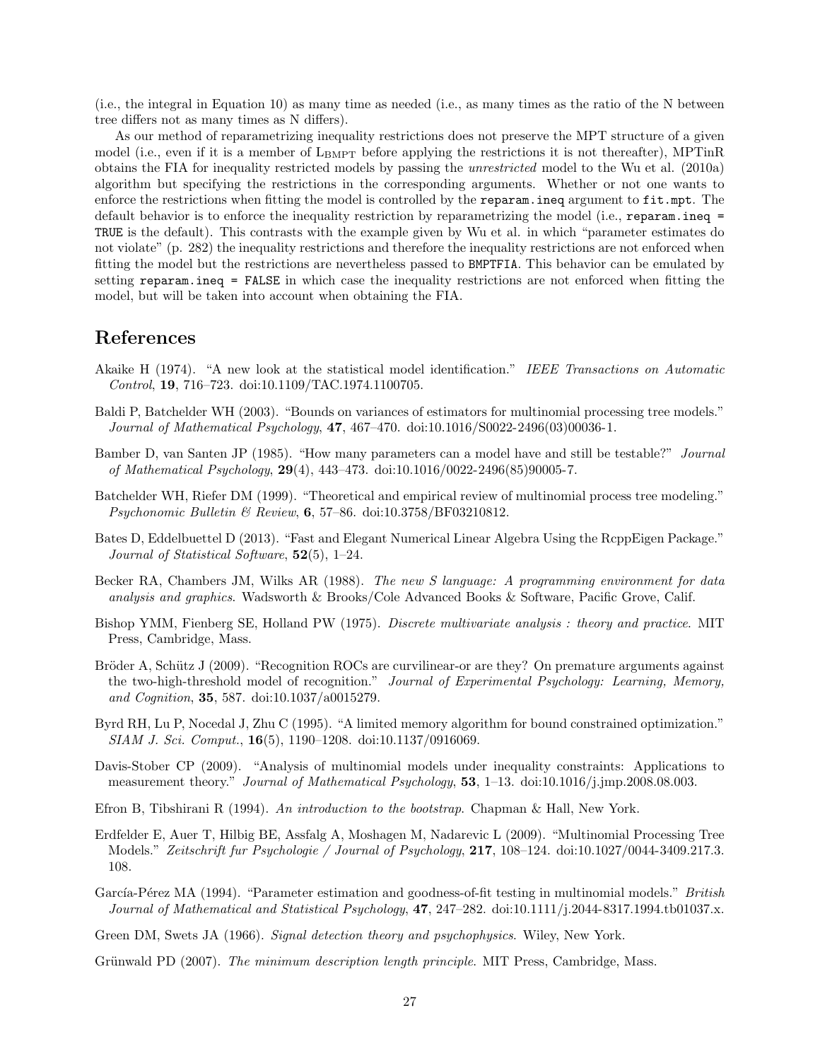(i.e., the integral in Equation 10) as many time as needed (i.e., as many times as the ratio of the N between tree differs not as many times as N differs).

As our method of reparametrizing inequality restrictions does not preserve the MPT structure of a given model (i.e., even if it is a member of $\text{L}_{\text{BMPT}}$ before applying the restrictions it is not thereafter), MPTinR obtains the FIA for inequality restricted models by passing the *unrestricted* model to the Wu et al. (2010a) algorithm but specifying the restrictions in the corresponding arguments. Whether or not one wants to enforce the restrictions when fitting the model is controlled by the `reparam.ineq` argument to `fit.mpt`. The default behavior is to enforce the inequality restriction by reparametrizing the model (i.e., `reparam.ineq = TRUE` is the default). This contrasts with the example given by Wu et al. in which "parameter estimates do not violate" (p. 282) the inequality restrictions and therefore the inequality restrictions are not enforced when fitting the model but the restrictions are nevertheless passed to `BMPTFIA`. This behavior can be emulated by setting `reparam.ineq = FALSE` in which case the inequality restrictions are not enforced when fitting the model, but will be taken into account when obtaining the FIA.

# References

Akaike H (1974). "A new look at the statistical model identification." *IEEE Transactions on Automatic Control*, **19**, 716–723. doi:10.1109/TAC.1974.1100705.

Baldi P, Batchelder WH (2003). "Bounds on variances of estimators for multinomial processing tree models." *Journal of Mathematical Psychology*, **47**, 467–470. doi:10.1016/S0022-2496(03)00036-1.

Bamber D, van Santen JP (1985). "How many parameters can a model have and still be testable?" *Journal of Mathematical Psychology*, **29**(4), 443–473. doi:10.1016/0022-2496(85)90005-7.

Batchelder WH, Riefer DM (1999). "Theoretical and empirical review of multinomial process tree modeling." *Psychonomic Bulletin & Review*, **6**, 57–86. doi:10.3758/BF03210812.

Bates D, Eddelbuettel D (2013). "Fast and Elegant Numerical Linear Algebra Using the RcppEigen Package." *Journal of Statistical Software*, **52**(5), 1–24.

Becker RA, Chambers JM, Wilks AR (1988). *The new S language: A programming environment for data analysis and graphics*. Wadsworth & Brooks/Cole Advanced Books & Software, Pacific Grove, Calif.

Bishop YMM, Fienberg SE, Holland PW (1975). *Discrete multivariate analysis : theory and practice*. MIT Press, Cambridge, Mass.

Bröder A, Schütz J (2009). "Recognition ROCs are curvilinear-or are they? On premature arguments against the two-high-threshold model of recognition." *Journal of Experimental Psychology: Learning, Memory, and Cognition*, **35**, 587. doi:10.1037/a0015279.

Byrd RH, Lu P, Nocedal J, Zhu C (1995). "A limited memory algorithm for bound constrained optimization." *SIAM J. Sci. Comput.*, **16**(5), 1190–1208. doi:10.1137/0916069.

Davis-Stober CP (2009). "Analysis of multinomial models under inequality constraints: Applications to measurement theory." *Journal of Mathematical Psychology*, **53**, 1–13. doi:10.1016/j.jmp.2008.08.003.

Efron B, Tibshirani R (1994). *An introduction to the bootstrap*. Chapman & Hall, New York.

Erdfelder E, Auer T, Hilbig BE, Assfalg A, Moshagen M, Nadarevic L (2009). "Multinomial Processing Tree Models." *Zeitschrift fur Psychologie / Journal of Psychology*, **217**, 108–124. doi:10.1027/0044-3409.217.3.108.

García-Pérez MA (1994). "Parameter estimation and goodness-of-fit testing in multinomial models." *British Journal of Mathematical and Statistical Psychology*, **47**, 247–282. doi:10.1111/j.2044-8317.1994.tb01037.x.

Green DM, Swets JA (1966). *Signal detection theory and psychophysics*. Wiley, New York.

Grünwald PD (2007). *The minimum description length principle*. MIT Press, Cambridge, Mass.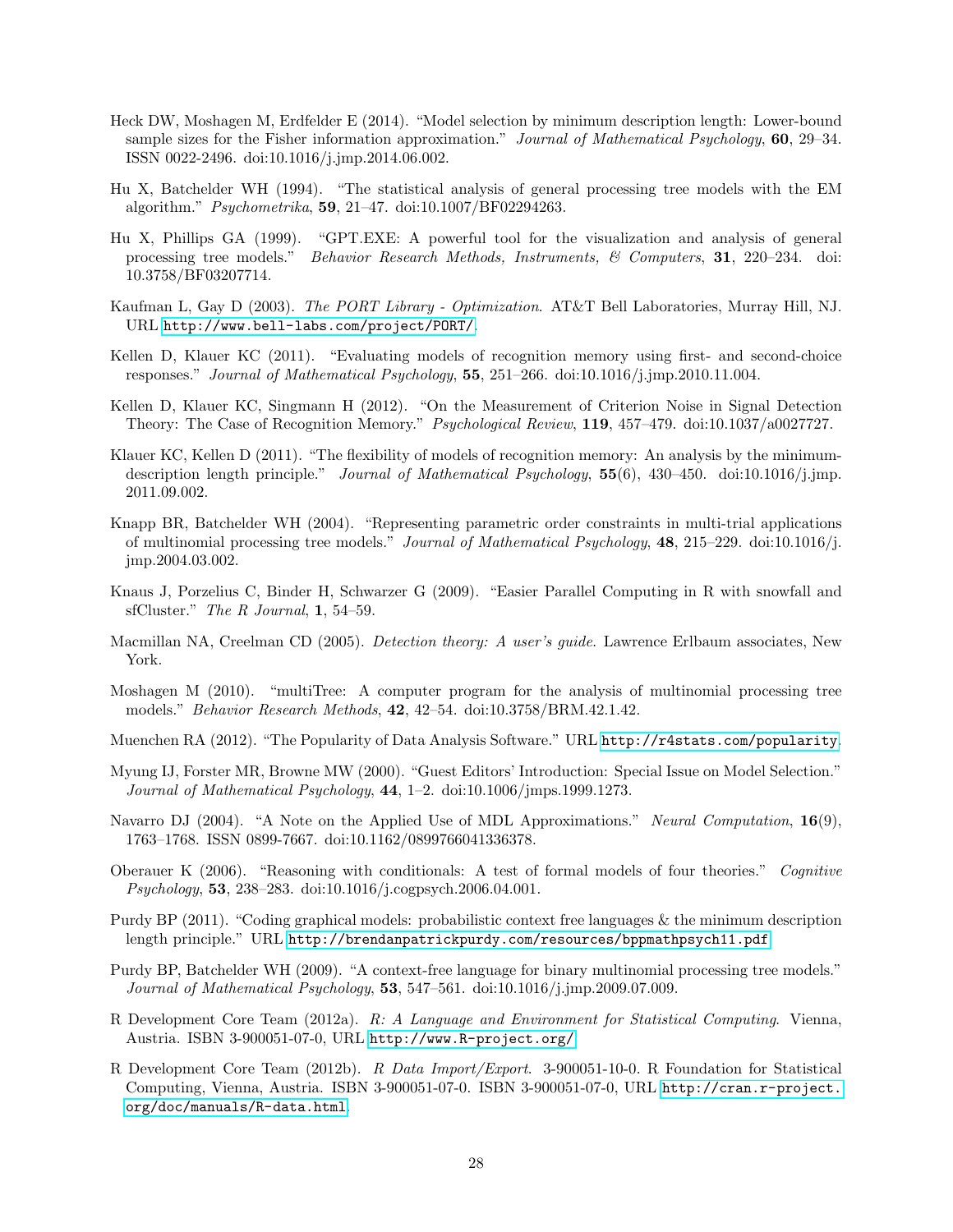Heck DW, Moshagen M, Erdfelder E (2014). "Model selection by minimum description length: Lower-bound sample sizes for the Fisher information approximation." *Journal of Mathematical Psychology*, **60**, 29–34. ISSN 0022-2496. doi:10.1016/j.jmp.2014.06.002.

Hu X, Batchelder WH (1994). "The statistical analysis of general processing tree models with the EM algorithm." *Psychometrika*, **59**, 21–47. doi:10.1007/BF02294263.

Hu X, Phillips GA (1999). "GPT.EXE: A powerful tool for the visualization and analysis of general processing tree models." *Behavior Research Methods, Instruments, & Computers*, **31**, 220–234. doi:10.3758/BF03207714.

Kaufman L, Gay D (2003). *The PORT Library - Optimization*. AT&T Bell Laboratories, Murray Hill, NJ. URL http://www.bell-labs.com/project/PORT/.

Kellen D, Klauer KC (2011). "Evaluating models of recognition memory using first- and second-choice responses." *Journal of Mathematical Psychology*, **55**, 251–266. doi:10.1016/j.jmp.2010.11.004.

Kellen D, Klauer KC, Singmann H (2012). "On the Measurement of Criterion Noise in Signal Detection Theory: The Case of Recognition Memory." *Psychological Review*, **119**, 457–479. doi:10.1037/a0027727.

Klauer KC, Kellen D (2011). "The flexibility of models of recognition memory: An analysis by the minimum-description length principle." *Journal of Mathematical Psychology*, **55**(6), 430–450. doi:10.1016/j.jmp.2011.09.002.

Knapp BR, Batchelder WH (2004). "Representing parametric order constraints in multi-trial applications of multinomial processing tree models." *Journal of Mathematical Psychology*, **48**, 215–229. doi:10.1016/j.jmp.2004.03.002.

Knaus J, Porzelius C, Binder H, Schwarzer G (2009). "Easier Parallel Computing in R with snowfall and sfCluster." *The R Journal*, **1**, 54–59.

Macmillan NA, Creelman CD (2005). *Detection theory: A user's guide*. Lawrence Erlbaum associates, New York.

Moshagen M (2010). "multiTree: A computer program for the analysis of multinomial processing tree models." *Behavior Research Methods*, **42**, 42–54. doi:10.3758/BRM.42.1.42.

Muenchen RA (2012). "The Popularity of Data Analysis Software." URL http://r4stats.com/popularity.

Myung IJ, Forster MR, Browne MW (2000). "Guest Editors' Introduction: Special Issue on Model Selection." *Journal of Mathematical Psychology*, **44**, 1–2. doi:10.1006/jmps.1999.1273.

Navarro DJ (2004). "A Note on the Applied Use of MDL Approximations." *Neural Computation*, **16**(9), 1763–1768. ISSN 0899-7667. doi:10.1162/0899766041336378.

Oberauer K (2006). "Reasoning with conditionals: A test of formal models of four theories." *Cognitive Psychology*, **53**, 238–283. doi:10.1016/j.cogpsych.2006.04.001.

Purdy BP (2011). "Coding graphical models: probabilistic context free languages & the minimum description length principle." URL http://brendanpatrickpurdy.com/resources/bppmathpsych11.pdf.

Purdy BP, Batchelder WH (2009). "A context-free language for binary multinomial processing tree models." *Journal of Mathematical Psychology*, **53**, 547–561. doi:10.1016/j.jmp.2009.07.009.

R Development Core Team (2012a). *R: A Language and Environment for Statistical Computing*. Vienna, Austria. ISBN 3-900051-07-0, URL http://www.R-project.org/.

R Development Core Team (2012b). *R Data Import/Export*. 3-900051-10-0. R Foundation for Statistical Computing, Vienna, Austria. ISBN 3-900051-07-0. ISBN 3-900051-07-0, URL http://cran.r-project.org/doc/manuals/R-data.html.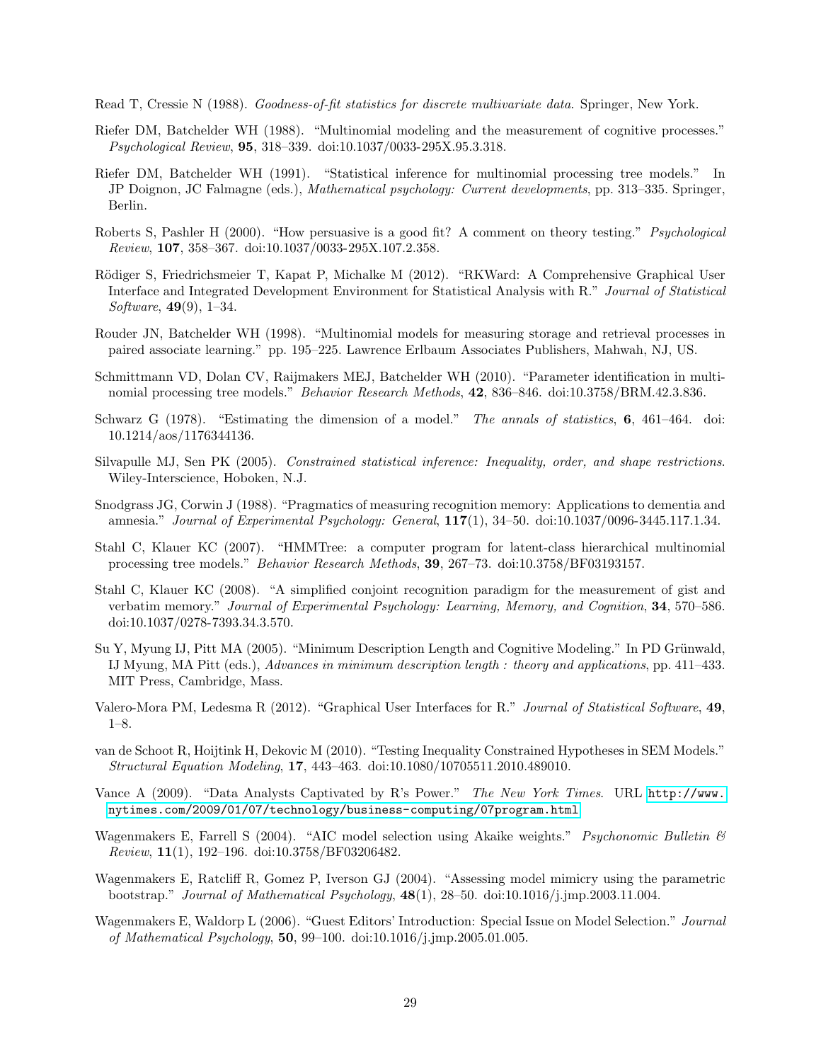Read T, Cressie N (1988). *Goodness-of-fit statistics for discrete multivariate data*. Springer, New York.

Riefer DM, Batchelder WH (1988). "Multinomial modeling and the measurement of cognitive processes." *Psychological Review*, **95**, 318–339. doi:10.1037/0033-295X.95.3.318.

Riefer DM, Batchelder WH (1991). "Statistical inference for multinomial processing tree models." In JP Doignon, JC Falmagne (eds.), *Mathematical psychology: Current developments*, pp. 313–335. Springer, Berlin.

Roberts S, Pashler H (2000). "How persuasive is a good fit? A comment on theory testing." *Psychological Review*, **107**, 358–367. doi:10.1037/0033-295X.107.2.358.

Rödiger S, Friedrichsmeier T, Kapat P, Michalke M (2012). "RKWard: A Comprehensive Graphical User Interface and Integrated Development Environment for Statistical Analysis with R." *Journal of Statistical Software*, **49**(9), 1–34.

Rouder JN, Batchelder WH (1998). "Multinomial models for measuring storage and retrieval processes in paired associate learning." pp. 195–225. Lawrence Erlbaum Associates Publishers, Mahwah, NJ, US.

Schmittmann VD, Dolan CV, Raijmakers MEJ, Batchelder WH (2010). "Parameter identification in multinomial processing tree models." *Behavior Research Methods*, **42**, 836–846. doi:10.3758/BRM.42.3.836.

Schwarz G (1978). "Estimating the dimension of a model." *The annals of statistics*, **6**, 461–464. doi:10.1214/aos/1176344136.

Silvapulle MJ, Sen PK (2005). *Constrained statistical inference: Inequality, order, and shape restrictions*. Wiley-Interscience, Hoboken, N.J.

Snodgrass JG, Corwin J (1988). "Pragmatics of measuring recognition memory: Applications to dementia and amnesia." *Journal of Experimental Psychology: General*, **117**(1), 34–50. doi:10.1037/0096-3445.117.1.34.

Stahl C, Klauer KC (2007). "HMMTree: a computer program for latent-class hierarchical multinomial processing tree models." *Behavior Research Methods*, **39**, 267–73. doi:10.3758/BF03193157.

Stahl C, Klauer KC (2008). "A simplified conjoint recognition paradigm for the measurement of gist and verbatim memory." *Journal of Experimental Psychology: Learning, Memory, and Cognition*, **34**, 570–586. doi:10.1037/0278-7393.34.3.570.

Su Y, Myung IJ, Pitt MA (2005). "Minimum Description Length and Cognitive Modeling." In PD Grünwald, IJ Myung, MA Pitt (eds.), *Advances in minimum description length : theory and applications*, pp. 411–433. MIT Press, Cambridge, Mass.

Valero-Mora PM, Ledesma R (2012). "Graphical User Interfaces for R." *Journal of Statistical Software*, **49**, 1–8.

van de Schoot R, Hoijtink H, Dekovic M (2010). "Testing Inequality Constrained Hypotheses in SEM Models." *Structural Equation Modeling*, **17**, 443–463. doi:10.1080/10705511.2010.489010.

Vance A (2009). "Data Analysts Captivated by R's Power." *The New York Times*. URL http://www.nytimes.com/2009/01/07/technology/business-computing/07program.html.

Wagenmakers E, Farrell S (2004). "AIC model selection using Akaike weights." *Psychonomic Bulletin & Review*, **11**(1), 192–196. doi:10.3758/BF03206482.

Wagenmakers E, Ratcliff R, Gomez P, Iverson GJ (2004). "Assessing model mimicry using the parametric bootstrap." *Journal of Mathematical Psychology*, **48**(1), 28–50. doi:10.1016/j.jmp.2003.11.004.

Wagenmakers E, Waldorp L (2006). "Guest Editors' Introduction: Special Issue on Model Selection." *Journal of Mathematical Psychology*, **50**, 99–100. doi:10.1016/j.jmp.2005.01.005.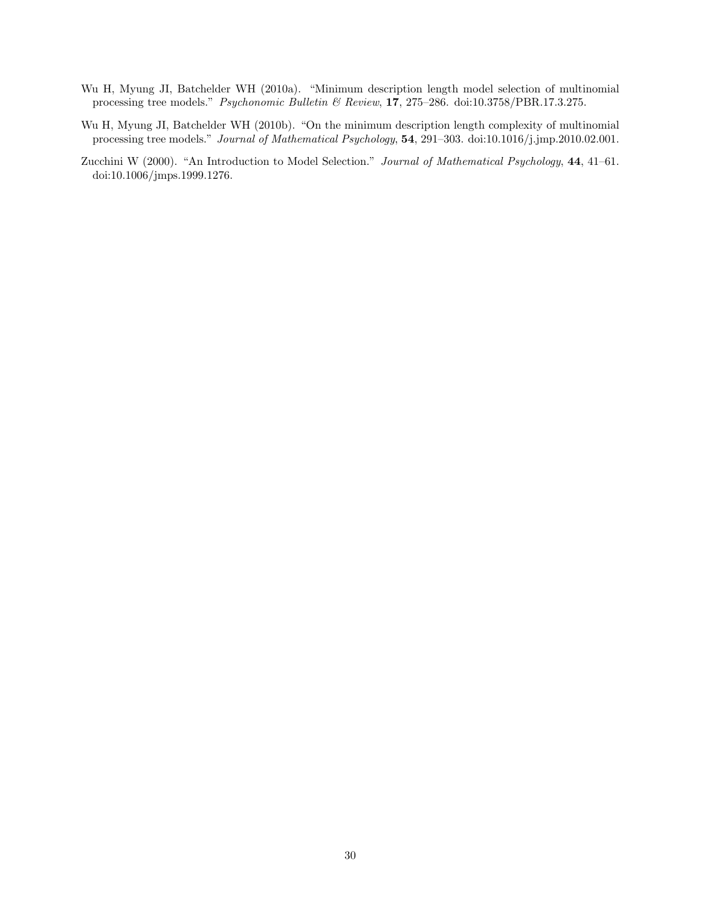Wu H, Myung JI, Batchelder WH (2010a). "Minimum description length model selection of multinomial processing tree models." *Psychonomic Bulletin & Review*, **17**, 275–286. doi:10.3758/PBR.17.3.275.

Wu H, Myung JI, Batchelder WH (2010b). "On the minimum description length complexity of multinomial processing tree models." *Journal of Mathematical Psychology*, **54**, 291–303. doi:10.1016/j.jmp.2010.02.001.

Zucchini W (2000). "An Introduction to Model Selection." *Journal of Mathematical Psychology*, **44**, 41–61. doi:10.1006/jmps.1999.1276.